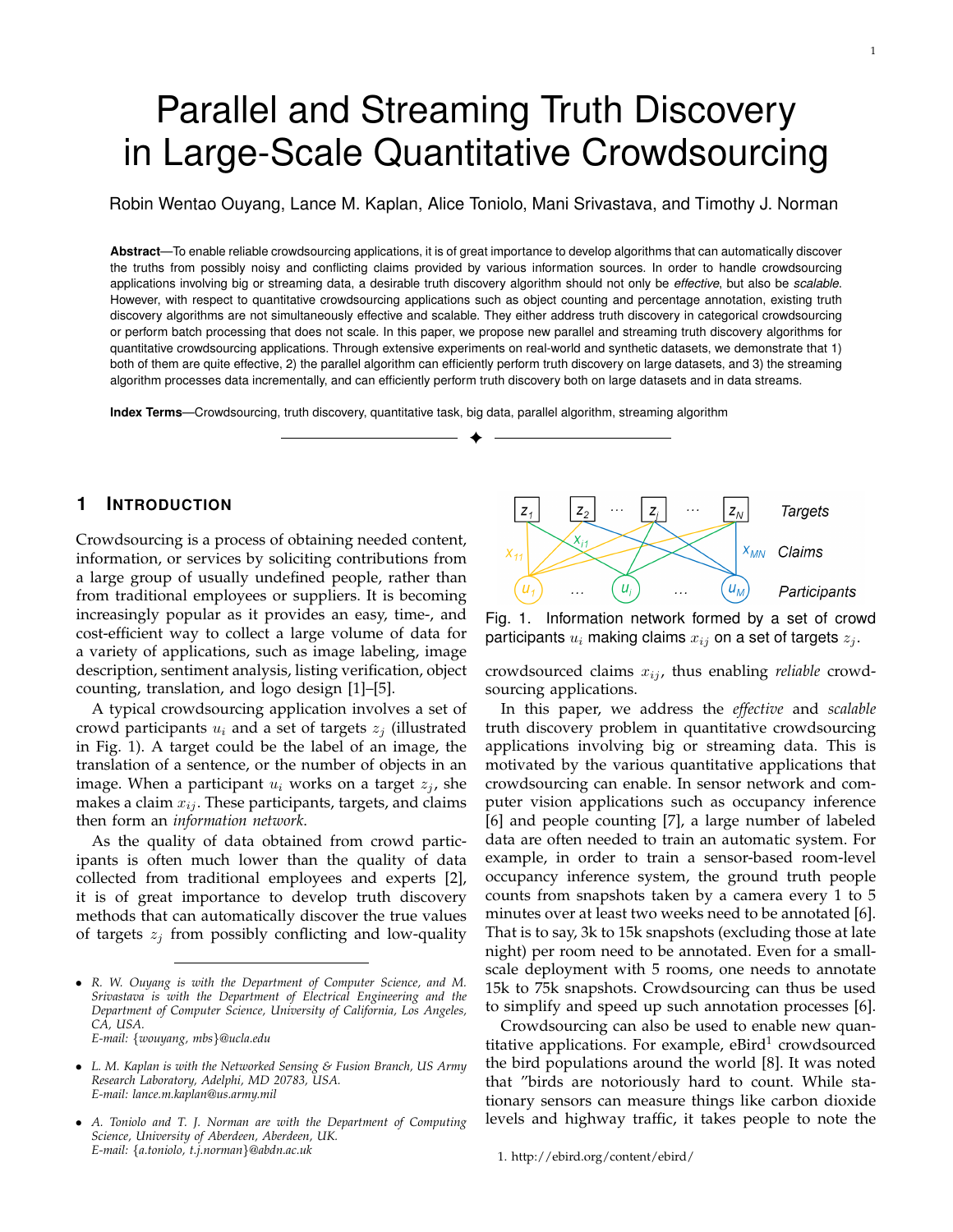# Parallel and Streaming Truth Discovery in Large-Scale Quantitative Crowdsourcing

Robin Wentao Ouyang, Lance M. Kaplan, Alice Toniolo, Mani Srivastava, and Timothy J. Norman

**Abstract**—To enable reliable crowdsourcing applications, it is of great importance to develop algorithms that can automatically discover the truths from possibly noisy and conflicting claims provided by various information sources. In order to handle crowdsourcing applications involving big or streaming data, a desirable truth discovery algorithm should not only be *effective*, but also be *scalable*. However, with respect to quantitative crowdsourcing applications such as object counting and percentage annotation, existing truth discovery algorithms are not simultaneously effective and scalable. They either address truth discovery in categorical crowdsourcing or perform batch processing that does not scale. In this paper, we propose new parallel and streaming truth discovery algorithms for quantitative crowdsourcing applications. Through extensive experiments on real-world and synthetic datasets, we demonstrate that 1) both of them are quite effective, 2) the parallel algorithm can efficiently perform truth discovery on large datasets, and 3) the streaming algorithm processes data incrementally, and can efficiently perform truth discovery both on large datasets and in data streams.

**Index Terms**—Crowdsourcing, truth discovery, quantitative task, big data, parallel algorithm, streaming algorithm

## 1 Introduction

Crowdsourcing is a process of obtaining needed content, information, or services by soliciting contributions from a large group of usually undefined people, rather than from traditional employees or suppliers. It is becoming increasingly popular as it provides an easy, time-, and cost-efficient way to collect a large volume of data for a variety of applications, such as image labeling, image description, sentiment analysis, listing verification, object counting, translation, and logo design [1]–[5].

A typical crowdsourcing application involves a set of crowd participants $u_i$ and a set of targets $z_j$ (illustrated in Fig. 1). A target could be the label of an image, the translation of a sentence, or the number of objects in an image. When a participant $u_i$ works on a target $z_j$, she makes a claim $x_{ij}$. These participants, targets, and claims then form an *information network*.

As the quality of data obtained from crowd participants is often much lower than the quality of data collected from traditional employees and experts [2], it is of great importance to develop truth discovery methods that can automatically discover the true values of targets $z_j$ from possibly conflicting and low-quality crowdsourced claims $x_{ij}$, thus enabling *reliable* crowdsourcing applications.

Fig. 1. Information network formed by a set of crowd participants $u_i$ making claims $x_{ij}$ on a set of targets $z_j$.

In this paper, we address the *effective* and *scalable* truth discovery problem in quantitative crowdsourcing applications involving big or streaming data. This is motivated by the various quantitative applications that crowdsourcing can enable. In sensor network and computer vision applications such as occupancy inference [6] and people counting [7], a large number of labeled data are often needed to train an automatic system. For example, in order to train a sensor-based room-level occupancy inference system, the ground truth people counts from snapshots taken by a camera every 1 to 5 minutes over at least two weeks need to be annotated [6]. That is to say, 3k to 15k snapshots (excluding those at late night) per room need to be annotated. Even for a small-scale deployment with 5 rooms, one needs to annotate 15k to 75k snapshots. Crowdsourcing can thus be used to simplify and speed up such annotation processes [6].

Crowdsourcing can also be used to enable new quantitative applications. For example, eBird[1] crowdsourced the bird populations around the world [8]. It was noted that "birds are notoriously hard to count. While stationary sensors can measure things like carbon dioxide levels and highway traffic, it takes people to note the

---

- R. W. Ouyang is with the Department of Computer Science, and M. Srivastava is with the Department of Electrical Engineering and the Department of Computer Science, University of California, Los Angeles, CA, USA. E-mail: {wouyang, mbs}@ucla.edu
- L. M. Kaplan is with the Networked Sensing & Fusion Branch, US Army Research Laboratory, Adelphi, MD 20783, USA. E-mail: lance.m.kaplan@us.army.mil
- A. Toniolo and T. J. Norman are with the Department of Computing Science, University of Aberdeen, Aberdeen, UK. E-mail: {a.toniolo, t.j.norman}@abdn.ac.uk

1. http://ebird.org/content/ebird/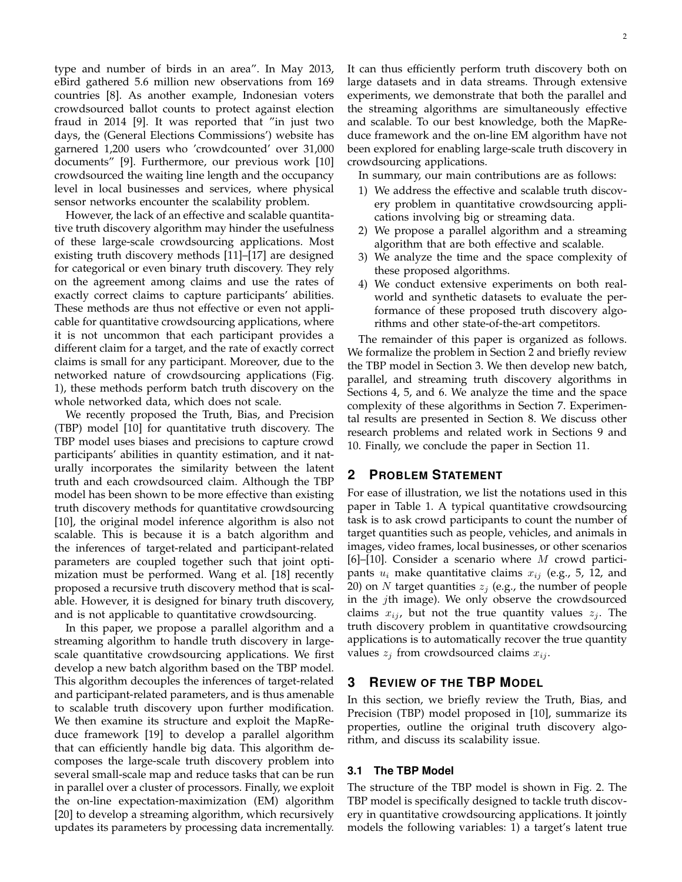type and number of birds in an area". In May 2013, eBird gathered 5.6 million new observations from 169 countries [8]. As another example, Indonesian voters crowdsourced ballot counts to protect against election fraud in 2014 [9]. It was reported that "in just two days, the (General Elections Commissions') website has garnered 1,200 users who 'crowdcounted' over 31,000 documents" [9]. Furthermore, our previous work [10] crowdsourced the waiting line length and the occupancy level in local businesses and services, where physical sensor networks encounter the scalability problem.

However, the lack of an effective and scalable quantitative truth discovery algorithm may hinder the usefulness of these large-scale crowdsourcing applications. Most existing truth discovery methods [11]–[17] are designed for categorical or even binary truth discovery. They rely on the agreement among claims and use the rates of exactly correct claims to capture participants' abilities. These methods are thus not effective or even not applicable for quantitative crowdsourcing applications, where it is not uncommon that each participant provides a different claim for a target, and the rate of exactly correct claims is small for any participant. Moreover, due to the networked nature of crowdsourcing applications (Fig. 1), these methods perform batch truth discovery on the whole networked data, which does not scale.

We recently proposed the Truth, Bias, and Precision (TBP) model [10] for quantitative truth discovery. The TBP model uses biases and precisions to capture crowd participants' abilities in quantity estimation, and it naturally incorporates the similarity between the latent truth and each crowdsourced claim. Although the TBP model has been shown to be more effective than existing truth discovery methods for quantitative crowdsourcing [10], the original model inference algorithm is also not scalable. This is because it is a batch algorithm and the inferences of target-related and participant-related parameters are coupled together such that joint optimization must be performed. Wang et al. [18] recently proposed a recursive truth discovery method that is scalable. However, it is designed for binary truth discovery, and is not applicable to quantitative crowdsourcing.

In this paper, we propose a parallel algorithm and a streaming algorithm to handle truth discovery in large-scale quantitative crowdsourcing applications. We first develop a new batch algorithm based on the TBP model. This algorithm decouples the inferences of target-related and participant-related parameters, and is thus amenable to scalable truth discovery upon further modification. We then examine its structure and exploit the MapReduce framework [19] to develop a parallel algorithm that can efficiently handle big data. This algorithm decomposes the large-scale truth discovery problem into several small-scale map and reduce tasks that can be run in parallel over a cluster of processors. Finally, we exploit the on-line expectation-maximization (EM) algorithm [20] to develop a streaming algorithm, which recursively updates its parameters by processing data incrementally. It can thus efficiently perform truth discovery both on large datasets and in data streams. Through extensive experiments, we demonstrate that both the parallel and the streaming algorithms are simultaneously effective and scalable. To our best knowledge, both the MapReduce framework and the on-line EM algorithm have not been explored for enabling large-scale truth discovery in crowdsourcing applications.

In summary, our main contributions are as follows:

1) We address the effective and scalable truth discovery problem in quantitative crowdsourcing applications involving big or streaming data.
2) We propose a parallel algorithm and a streaming algorithm that are both effective and scalable.
3) We analyze the time and the space complexity of these proposed algorithms.
4) We conduct extensive experiments on both real-world and synthetic datasets to evaluate the performance of these proposed truth discovery algorithms and other state-of-the-art competitors.

The remainder of this paper is organized as follows. We formalize the problem in Section 2 and briefly review the TBP model in Section 3. We then develop new batch, parallel, and streaming truth discovery algorithms in Sections 4, 5, and 6. We analyze the time and the space complexity of these algorithms in Section 7. Experimental results are presented in Section 8. We discuss other research problems and related work in Sections 9 and 10. Finally, we conclude the paper in Section 11.

## 2 Problem Statement

For ease of illustration, we list the notations used in this paper in Table 1. A typical quantitative crowdsourcing task is to ask crowd participants to count the number of target quantities such as people, vehicles, and animals in images, video frames, local businesses, or other scenarios [6]–[10]. Consider a scenario where $M$ crowd participants $u_i$ make quantitative claims $x_{ij}$ (e.g., 5, 12, and 20) on $N$ target quantities $z_j$ (e.g., the number of people in the $j$th image). We only observe the crowdsourced claims $x_{ij}$, but not the true quantity values $z_j$. The truth discovery problem in quantitative crowdsourcing applications is to automatically recover the true quantity values $z_j$ from crowdsourced claims $x_{ij}$.

## 3 Review of the TBP Model

In this section, we briefly review the Truth, Bias, and Precision (TBP) model proposed in [10], summarize its properties, outline the original truth discovery algorithm, and discuss its scalability issue.

### 3.1 The TBP Model

The structure of the TBP model is shown in Fig. 2. The TBP model is specifically designed to tackle truth discovery in quantitative crowdsourcing applications. It jointly models the following variables: 1) a target's latent true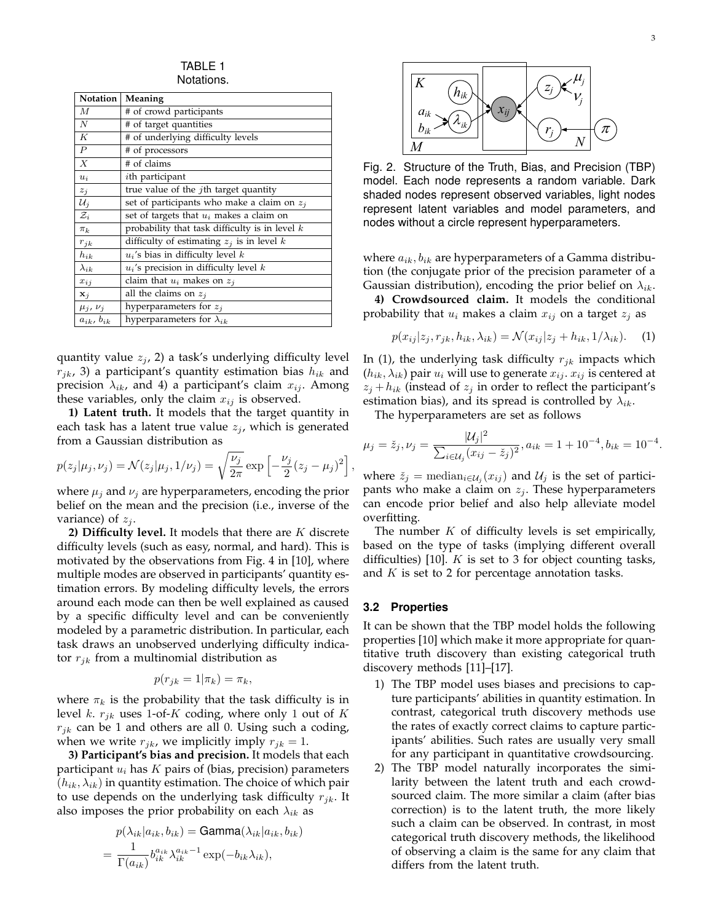TABLE 1
Notations.

| Notation | Meaning |
|---|---|
| $M$ | # of crowd participants |
| $N$ | # of target quantities |
| $K$ | # of underlying difficulty levels |
| $P$ | # of processors |
| $X$ | # of claims |
| $u_i$ | $i$th participant |
| $z_j$ | true value of the $j$th target quantity |
| $\mathcal{U}_j$ | set of participants who make a claim on $z_j$ |
| $\mathcal{Z}_i$ | set of targets that $u_i$ makes a claim on |
| $\pi_k$ | probability that task difficulty is in level $k$ |
| $r_{jk}$ | difficulty of estimating $z_j$ is in level $k$ |
| $h_{ik}$ | $u_i$'s bias in difficulty level $k$ |
| $\lambda_{ik}$ | $u_i$'s precision in difficulty level $k$ |
| $x_{ij}$ | claim that $u_i$ makes on $z_j$ |
| $\mathbf{x}_j$ | all the claims on $z_j$ |
| $\mu_j$, $\nu_j$ | hyperparameters for $z_j$ |
| $a_{ik}$, $b_{ik}$ | hyperparameters for $\lambda_{ik}$ |

quantity value $z_j$, 2) a task's underlying difficulty level $r_{jk}$, 3) a participant's quantity estimation bias $h_{ik}$ and precision $\lambda_{ik}$, and 4) a participant's claim $x_{ij}$. Among these variables, only the claim $x_{ij}$ is observed.

**1) Latent truth.** It models that the target quantity in each task has a latent true value $z_j$, which is generated from a Gaussian distribution as

$$p(z_j|\mu_j, \nu_j) = \mathcal{N}(z_j|\mu_j, 1/\nu_j) = \sqrt{\frac{\nu_j}{2\pi}} \exp\left[-\frac{\nu_j}{2}(z_j - \mu_j)^2\right],$$

where $\mu_j$ and $\nu_j$ are hyperparameters, encoding the prior belief on the mean and the precision (i.e., inverse of the variance) of $z_j$.

**2) Difficulty level.** It models that there are $K$ discrete difficulty levels (such as easy, normal, and hard). This is motivated by the observations from Fig. 4 in [10], where multiple modes are observed in participants' quantity estimation errors. By modeling difficulty levels, the errors around each mode can then be well explained as caused by a specific difficulty level and can be conveniently modeled by a parametric distribution. In particular, each task draws an unobserved underlying difficulty indicator $r_{jk}$ from a multinomial distribution as

$$p(r_{jk} = 1|\pi_k) = \pi_k,$$

where $\pi_k$ is the probability that the task difficulty is in level $k$. $r_{jk}$ uses 1-of-$K$ coding, where only 1 out of $K$ $r_{jk}$ can be 1 and others are all 0. Using such a coding, when we write $r_{jk}$, we implicitly imply $r_{jk} = 1$.

**3) Participant's bias and precision.** It models that each participant $u_i$ has $K$ pairs of (bias, precision) parameters $(h_{ik}, \lambda_{ik})$ in quantity estimation. The choice of which pair to use depends on the underlying task difficulty $r_{jk}$. It also imposes the prior probability on each $\lambda_{ik}$ as

$$p(\lambda_{ik}|a_{ik}, b_{ik}) = \text{Gamma}(\lambda_{ik}|a_{ik}, b_{ik})$$
$$= \frac{1}{\Gamma(a_{ik})} b_{ik}^{a_{ik}} \lambda_{ik}^{a_{ik}-1} \exp(-b_{ik}\lambda_{ik}),$$

Fig. 2. Structure of the Truth, Bias, and Precision (TBP) model. Each node represents a random variable. Dark shaded nodes represent observed variables, light nodes represent latent variables and model parameters, and nodes without a circle represent hyperparameters.

where $a_{ik}, b_{ik}$ are hyperparameters of a Gamma distribution (the conjugate prior of the precision parameter of a Gaussian distribution), encoding the prior belief on $\lambda_{ik}$.

**4) Crowdsourced claim.** It models the conditional probability that $u_i$ makes a claim $x_{ij}$ on a target $z_j$ as

$$p(x_{ij}|z_j, r_{jk}, h_{ik}, \lambda_{ik}) = \mathcal{N}(x_{ij}|z_j + h_{ik}, 1/\lambda_{ik}). \quad (1)$$

In (1), the underlying task difficulty $r_{jk}$ impacts which $(h_{ik}, \lambda_{ik})$ pair $u_i$ will use to generate $x_{ij}$. $x_{ij}$ is centered at $z_j + h_{ik}$ (instead of $z_j$ in order to reflect the participant's estimation bias), and its spread is controlled by $\lambda_{ik}$.

The hyperparameters are set as follows

$$\mu_j = \check{z}_j, \nu_j = \frac{|\mathcal{U}_j|^2}{\sum_{i \in \mathcal{U}_j}(x_{ij} - \check{z}_j)^2}, a_{ik} = 1 + 10^{-4}, b_{ik} = 10^{-4}.$$

where $\check{z}_j = \text{median}_{i \in \mathcal{U}_j}(x_{ij})$ and $\mathcal{U}_j$ is the set of participants who make a claim on $z_j$. These hyperparameters can encode prior belief and also help alleviate model overfitting.

The number $K$ of difficulty levels is set empirically, based on the type of tasks (implying different overall difficulties) [10]. $K$ is set to 3 for object counting tasks, and $K$ is set to 2 for percentage annotation tasks.

### 3.2 Properties

It can be shown that the TBP model holds the following properties [10] which make it more appropriate for quantitative truth discovery than existing categorical truth discovery methods [11]–[17].

1) The TBP model uses biases and precisions to capture participants' abilities in quantity estimation. In contrast, categorical truth discovery methods use the rates of exactly correct claims to capture participants' abilities. Such rates are usually very small for any participant in quantitative crowdsourcing.
2) The TBP model naturally incorporates the similarity between the latent truth and each crowdsourced claim. The more similar a claim (after bias correction) is to the latent truth, the more likely such a claim can be observed. In contrast, in most categorical truth discovery methods, the likelihood of observing a claim is the same for any claim that differs from the latent truth.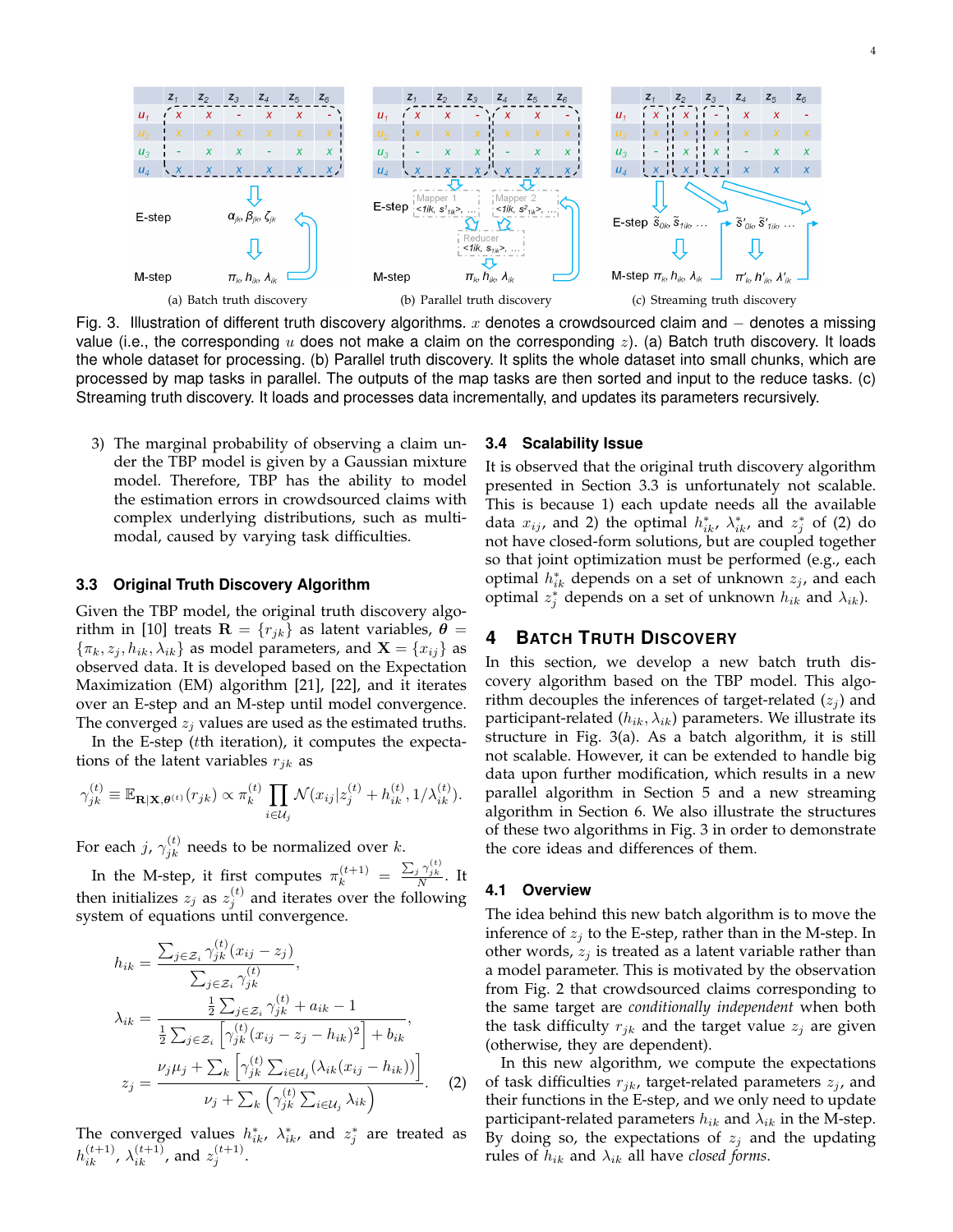(a) Batch truth discovery (b) Parallel truth discovery (c) Streaming truth discovery

Fig. 3. Illustration of different truth discovery algorithms. $x$ denotes a crowdsourced claim and $-$ denotes a missing value (i.e., the corresponding $u$ does not make a claim on the corresponding $z$). (a) Batch truth discovery. It loads the whole dataset for processing. (b) Parallel truth discovery. It splits the whole dataset into small chunks, which are processed by map tasks in parallel. The outputs of the map tasks are then sorted and input to the reduce tasks. (c) Streaming truth discovery. It loads and processes data incrementally, and updates its parameters recursively.

3) The marginal probability of observing a claim under the TBP model is given by a Gaussian mixture model. Therefore, TBP has the ability to model the estimation errors in crowdsourced claims with complex underlying distributions, such as multi-modal, caused by varying task difficulties.

### 3.3 Original Truth Discovery Algorithm

Given the TBP model, the original truth discovery algorithm in [10] treats $\mathbf{R} = \{r_{jk}\}$ as latent variables, $\boldsymbol{\theta} = \{\pi_k, z_j, h_{ik}, \lambda_{ik}\}$ as model parameters, and $\mathbf{X} = \{x_{ij}\}$ as observed data. It is developed based on the Expectation Maximization (EM) algorithm [21], [22], and it iterates over an E-step and an M-step until model convergence. The converged $z_j$ values are used as the estimated truths.

In the E-step ($t$th iteration), it computes the expectations of the latent variables $r_{jk}$ as

$$\gamma_{jk}^{(t)} \equiv \mathbb{E}_{\mathbf{R}|\mathbf{X},\boldsymbol{\theta}^{(t)}}(r_{jk}) \propto \pi_k^{(t)} \prod_{i \in \mathcal{U}_j} \mathcal{N}(x_{ij}|z_j^{(t)} + h_{ik}^{(t)}, 1/\lambda_{ik}^{(t)}).$$

For each $j$, $\gamma_{jk}^{(t)}$ needs to be normalized over $k$.

In the M-step, it first computes $\pi_k^{(t+1)} = \frac{\sum_j \gamma_{jk}^{(t)}}{N}$. It then initializes $z_j$ as $z_j^{(t)}$ and iterates over the following system of equations until convergence.

$$h_{ik} = \frac{\sum_{j \in \mathcal{Z}_i} \gamma_{jk}^{(t)}(x_{ij} - z_j)}{\sum_{j \in \mathcal{Z}_i} \gamma_{jk}^{(t)}},$$

$$\lambda_{ik} = \frac{\frac{1}{2}\sum_{j \in \mathcal{Z}_i} \gamma_{jk}^{(t)} + a_{ik} - 1}{\frac{1}{2}\sum_{j \in \mathcal{Z}_i}\left[\gamma_{jk}^{(t)}(x_{ij} - z_j - h_{ik})^2\right] + b_{ik}},$$

$$z_j = \frac{\nu_j \mu_j + \sum_k \left[\gamma_{jk}^{(t)} \sum_{i \in \mathcal{U}_j}(\lambda_{ik}(x_{ij} - h_{ik}))\right]}{\nu_j + \sum_k \left(\gamma_{jk}^{(t)} \sum_{i \in \mathcal{U}_j} \lambda_{ik}\right)}. \quad (2)$$

The converged values $h_{ik}^*$, $\lambda_{ik}^*$, and $z_j^*$ are treated as $h_{ik}^{(t+1)}$, $\lambda_{ik}^{(t+1)}$, and $z_j^{(t+1)}$.

### 3.4 Scalability Issue

It is observed that the original truth discovery algorithm presented in Section 3.3 is unfortunately not scalable. This is because 1) each update needs all the available data $x_{ij}$, and 2) the optimal $h_{ik}^*$, $\lambda_{ik}^*$, and $z_j^*$ of (2) do not have closed-form solutions, but are coupled together so that joint optimization must be performed (e.g., each optimal $h_{ik}^*$ depends on a set of unknown $z_j$, and each optimal $z_j^*$ depends on a set of unknown $h_{ik}$ and $\lambda_{ik}$).

## 4 Batch Truth Discovery

In this section, we develop a new batch truth discovery algorithm based on the TBP model. This algorithm decouples the inferences of target-related ($z_j$) and participant-related ($h_{ik}, \lambda_{ik}$) parameters. We illustrate its structure in Fig. 3(a). As a batch algorithm, it is still not scalable. However, it can be extended to handle big data upon further modification, which results in a new parallel algorithm in Section 5 and a new streaming algorithm in Section 6. We also illustrate the structures of these two algorithms in Fig. 3 in order to demonstrate the core ideas and differences of them.

### 4.1 Overview

The idea behind this new batch algorithm is to move the inference of $z_j$ to the E-step, rather than in the M-step. In other words, $z_j$ is treated as a latent variable rather than a model parameter. This is motivated by the observation from Fig. 2 that crowdsourced claims corresponding to the same target are *conditionally independent* when both the task difficulty $r_{jk}$ and the target value $z_j$ are given (otherwise, they are dependent).

In this new algorithm, we compute the expectations of task difficulties $r_{jk}$, target-related parameters $z_j$, and their functions in the E-step, and we only need to update participant-related parameters $h_{ik}$ and $\lambda_{ik}$ in the M-step. By doing so, the expectations of $z_j$ and the updating rules of $h_{ik}$ and $\lambda_{ik}$ all have *closed forms*.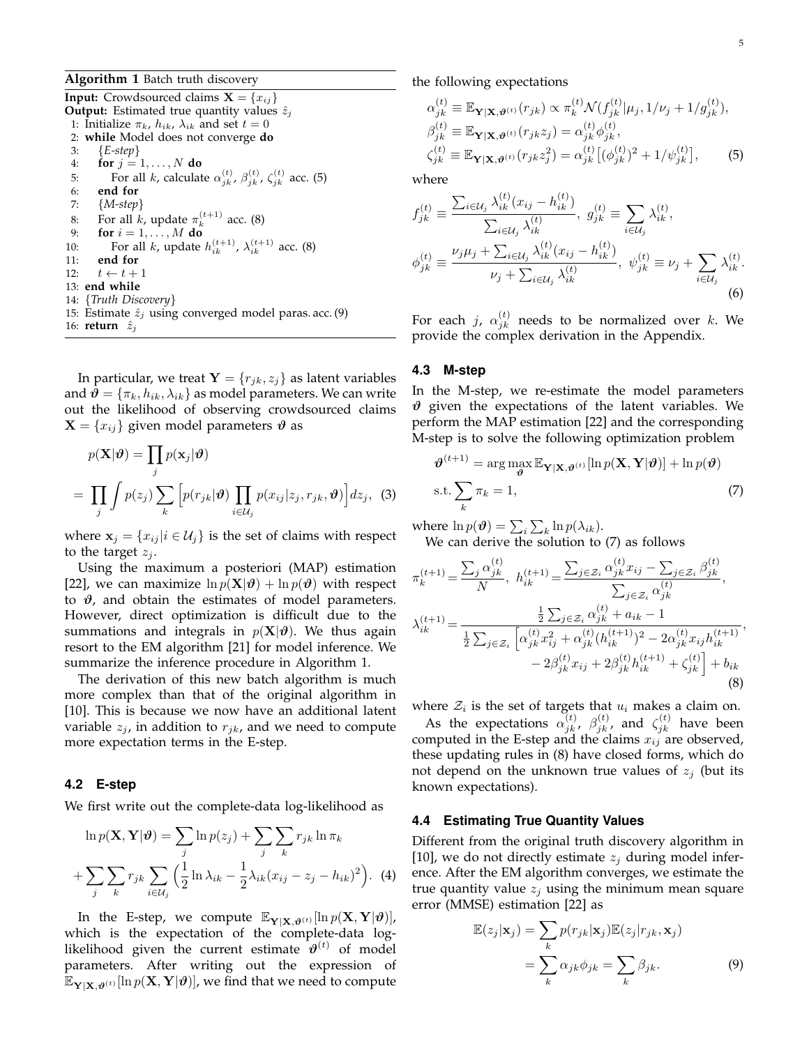**Algorithm 1** Batch truth discovery

**Input:** Crowdsourced claims $\mathbf{X} = \{x_{ij}\}$
**Output:** Estimated true quantity values $\hat{z}_j$

1: Initialize $\pi_k$, $h_{ik}$, $\lambda_{ik}$ and set $t = 0$
2: **while** Model does not converge **do**
3: &nbsp;&nbsp;&nbsp;&nbsp;{*E-step*}
4: &nbsp;&nbsp;&nbsp;&nbsp;**for** $j = 1, \ldots, N$ **do**
5: &nbsp;&nbsp;&nbsp;&nbsp;&nbsp;&nbsp;&nbsp;&nbsp;For all $k$, calculate $\alpha_{jk}^{(t)}$, $\beta_{jk}^{(t)}$, $\zeta_{jk}^{(t)}$ acc. (5)
6: &nbsp;&nbsp;&nbsp;&nbsp;**end for**
7: &nbsp;&nbsp;&nbsp;&nbsp;{*M-step*}
8: &nbsp;&nbsp;&nbsp;&nbsp;For all $k$, update $\pi_k^{(t+1)}$ acc. (8)
9: &nbsp;&nbsp;&nbsp;&nbsp;**for** $i = 1, \ldots, M$ **do**
10: &nbsp;&nbsp;&nbsp;&nbsp;&nbsp;&nbsp;&nbsp;For all $k$, update $h_{ik}^{(t+1)}$, $\lambda_{ik}^{(t+1)}$ acc. (8)
11: &nbsp;&nbsp;&nbsp;**end for**
12: &nbsp;&nbsp;&nbsp;$t \leftarrow t + 1$
13: **end while**
14: {*Truth Discovery*}
15: Estimate $\hat{z}_j$ using converged model paras. acc. (9)
16: **return** $\hat{z}_j$

In particular, we treat $\mathbf{Y} = \{r_{jk}, z_j\}$ as latent variables and $\boldsymbol{\vartheta} = \{\pi_k, h_{ik}, \lambda_{ik}\}$ as model parameters. We can write out the likelihood of observing crowdsourced claims $\mathbf{X} = \{x_{ij}\}$ given model parameters $\boldsymbol{\vartheta}$ as

$$
\begin{aligned}
p(\mathbf{X}|\boldsymbol{\vartheta}) &= \prod_j p(\mathbf{x}_j|\boldsymbol{\vartheta}) \\
&= \prod_j \int p(z_j) \sum_k \Big[ p(r_{jk}|\boldsymbol{\vartheta}) \prod_{i \in \mathcal{U}_j} p(x_{ij}|z_j, r_{jk}, \boldsymbol{\vartheta}) \Big] dz_j, \quad (3)
\end{aligned}
$$

where $\mathbf{x}_j = \{x_{ij} | i \in \mathcal{U}_j\}$ is the set of claims with respect to the target $z_j$.

Using the maximum a posteriori (MAP) estimation [22], we can maximize $\ln p(\mathbf{X}|\boldsymbol{\vartheta}) + \ln p(\boldsymbol{\vartheta})$ with respect to $\boldsymbol{\vartheta}$, and obtain the estimates of model parameters. However, direct optimization is difficult due to the summations and integrals in $p(\mathbf{X}|\boldsymbol{\vartheta})$. We thus again resort to the EM algorithm [21] for model inference. We summarize the inference procedure in Algorithm 1.

The derivation of this new batch algorithm is much more complex than that of the original algorithm in [10]. This is because we now have an additional latent variable $z_j$, in addition to $r_{jk}$, and we need to compute more expectation terms in the E-step.

### 4.2 E-step

We first write out the complete-data log-likelihood as

$$
\begin{aligned}
\ln p(\mathbf{X}, \mathbf{Y}|\boldsymbol{\vartheta}) &= \sum_j \ln p(z_j) + \sum_j \sum_k r_{jk} \ln \pi_k \\
&+ \sum_j \sum_k r_{jk} \sum_{i \in \mathcal{U}_j} \Big( \frac{1}{2} \ln \lambda_{ik} - \frac{1}{2} \lambda_{ik} (x_{ij} - z_j - h_{ik})^2 \Big). \quad (4)
\end{aligned}
$$

In the E-step, we compute $\mathbb{E}_{\mathbf{Y}|\mathbf{X}, \boldsymbol{\vartheta}^{(t)}}[\ln p(\mathbf{X}, \mathbf{Y}|\boldsymbol{\vartheta})]$, which is the expectation of the complete-data log-likelihood given the current estimate $\boldsymbol{\vartheta}^{(t)}$ of model parameters. After writing out the expression of $\mathbb{E}_{\mathbf{Y}|\mathbf{X}, \boldsymbol{\vartheta}^{(t)}}[\ln p(\mathbf{X}, \mathbf{Y}|\boldsymbol{\vartheta})]$, we find that we need to compute the following expectations

$$
\begin{aligned}
\alpha_{jk}^{(t)} &\equiv \mathbb{E}_{\mathbf{Y}|\mathbf{X}, \boldsymbol{\vartheta}^{(t)}}(r_{jk}) \propto \pi_k^{(t)} \mathcal{N}(f_{jk}^{(t)} | \mu_j, 1/\nu_j + 1/g_{jk}^{(t)}), \\
\beta_{jk}^{(t)} &\equiv \mathbb{E}_{\mathbf{Y}|\mathbf{X}, \boldsymbol{\vartheta}^{(t)}}(r_{jk} z_j) = \alpha_{jk}^{(t)} \phi_{jk}^{(t)}, \\
\zeta_{jk}^{(t)} &\equiv \mathbb{E}_{\mathbf{Y}|\mathbf{X}, \boldsymbol{\vartheta}^{(t)}}(r_{jk} z_j^2) = \alpha_{jk}^{(t)} \big[ (\phi_{jk}^{(t)})^2 + 1/\psi_{jk}^{(t)} \big], \quad (5)
\end{aligned}
$$

where

$$
\begin{aligned}
f_{jk}^{(t)} &\equiv \frac{\sum_{i \in \mathcal{U}_j} \lambda_{ik}^{(t)} (x_{ij} - h_{ik}^{(t)})}{\sum_{i \in \mathcal{U}_j} \lambda_{ik}^{(t)}}, \ g_{jk}^{(t)} \equiv \sum_{i \in \mathcal{U}_j} \lambda_{ik}^{(t)}, \\
\phi_{jk}^{(t)} &\equiv \frac{\nu_j \mu_j + \sum_{i \in \mathcal{U}_j} \lambda_{ik}^{(t)} (x_{ij} - h_{ik}^{(t)})}{\nu_j + \sum_{i \in \mathcal{U}_j} \lambda_{ik}^{(t)}}, \ \psi_{jk}^{(t)} \equiv \nu_j + \sum_{i \in \mathcal{U}_j} \lambda_{ik}^{(t)}. \quad (6)
\end{aligned}
$$

For each $j$, $\alpha_{jk}^{(t)}$ needs to be normalized over $k$. We provide the complex derivation in the Appendix.

### 4.3 M-step

In the M-step, we re-estimate the model parameters $\boldsymbol{\vartheta}$ given the expectations of the latent variables. We perform the MAP estimation [22] and the corresponding M-step is to solve the following optimization problem

$$
\begin{aligned}
\boldsymbol{\vartheta}^{(t+1)} &= \arg\max_{\boldsymbol{\vartheta}} \mathbb{E}_{\mathbf{Y}|\mathbf{X}, \boldsymbol{\vartheta}^{(t)}}[\ln p(\mathbf{X}, \mathbf{Y}|\boldsymbol{\vartheta})] + \ln p(\boldsymbol{\vartheta}) \\
\text{s.t.} & \sum_k \pi_k = 1, \quad (7)
\end{aligned}
$$

where $\ln p(\boldsymbol{\vartheta}) = \sum_i \sum_k \ln p(\lambda_{ik})$.

We can derive the solution to (7) as follows

$$
\begin{aligned}
\pi_k^{(t+1)} &= \frac{\sum_j \alpha_{jk}^{(t)}}{N}, \ h_{ik}^{(t+1)} = \frac{\sum_{j \in \mathcal{Z}_i} \alpha_{jk}^{(t)} x_{ij} - \sum_{j \in \mathcal{Z}_i} \beta_{jk}^{(t)}}{\sum_{j \in \mathcal{Z}_i} \alpha_{jk}^{(t)}}, \\
\lambda_{ik}^{(t+1)} &= \frac{\frac{1}{2} \sum_{j \in \mathcal{Z}_i} \alpha_{jk}^{(t)} + a_{ik} - 1}{\frac{1}{2} \sum_{j \in \mathcal{Z}_i} \Big[ \alpha_{jk}^{(t)} x_{ij}^2 + \alpha_{jk}^{(t)} (h_{ik}^{(t+1)})^2 - 2\alpha_{jk}^{(t)} x_{ij} h_{ik}^{(t+1)} - 2\beta_{jk}^{(t)} x_{ij} + 2\beta_{jk}^{(t)} h_{ik}^{(t+1)} + \zeta_{jk}^{(t)} \Big] + b_{ik}}, \quad (8)
\end{aligned}
$$

where $\mathcal{Z}_i$ is the set of targets that $u_i$ makes a claim on.

As the expectations $\alpha_{jk}^{(t)}$, $\beta_{jk}^{(t)}$, and $\zeta_{jk}^{(t)}$ have been computed in the E-step and the claims $x_{ij}$ are observed, these updating rules in (8) have closed forms, which do not depend on the unknown true values of $z_j$ (but its known expectations).

### 4.4 Estimating True Quantity Values

Different from the original truth discovery algorithm in [10], we do not directly estimate $z_j$ during model inference. After the EM algorithm converges, we estimate the true quantity value $z_j$ using the minimum mean square error (MMSE) estimation [22] as

$$
\begin{aligned}
\mathbb{E}(z_j | \mathbf{x}_j) &= \sum_k p(r_{jk} | \mathbf{x}_j) \mathbb{E}(z_j | r_{jk}, \mathbf{x}_j) \\
&= \sum_k \alpha_{jk} \phi_{jk} = \sum_k \beta_{jk}. \quad (9)
\end{aligned}
$$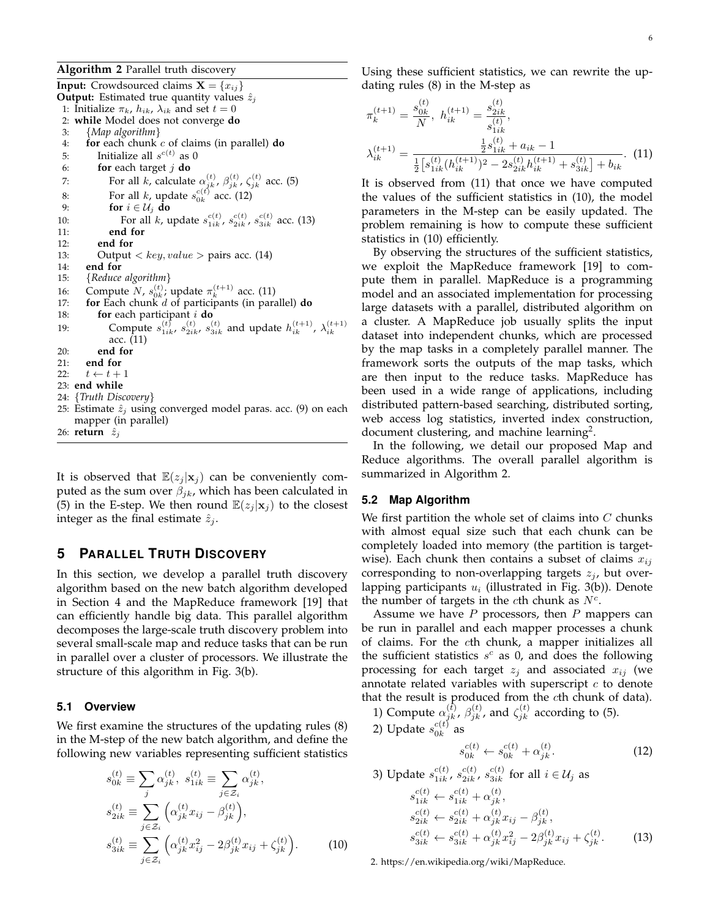**Algorithm 2** Parallel truth discovery

**Input:** Crowdsourced claims $\mathbf{X} = \{x_{ij}\}$
**Output:** Estimated true quantity values $\hat{z}_j$

1: Initialize $\pi_k$, $h_{ik}$, $\lambda_{ik}$ and set $t = 0$
2: **while** Model does not converge **do**
3: &nbsp;&nbsp;&nbsp;&nbsp;{*Map algorithm*}
4: &nbsp;&nbsp;&nbsp;&nbsp;**for** each chunk $c$ of claims (in parallel) **do**
5: &nbsp;&nbsp;&nbsp;&nbsp;&nbsp;&nbsp;&nbsp;&nbsp;Initialize all $s^{c(t)}$ as 0
6: &nbsp;&nbsp;&nbsp;&nbsp;&nbsp;&nbsp;&nbsp;&nbsp;**for** each target $j$ **do**
7: &nbsp;&nbsp;&nbsp;&nbsp;&nbsp;&nbsp;&nbsp;&nbsp;&nbsp;&nbsp;&nbsp;&nbsp;For all $k$, calculate $\alpha_{jk}^{(t)}$, $\beta_{jk}^{(t)}$, $\zeta_{jk}^{(t)}$ acc. (5)
8: &nbsp;&nbsp;&nbsp;&nbsp;&nbsp;&nbsp;&nbsp;&nbsp;&nbsp;&nbsp;&nbsp;&nbsp;For all $k$, update $s_{0k}^{c(t)}$ acc. (12)
9: &nbsp;&nbsp;&nbsp;&nbsp;&nbsp;&nbsp;&nbsp;&nbsp;&nbsp;&nbsp;&nbsp;&nbsp;**for** $i \in \mathcal{U}_j$ **do**
10: &nbsp;&nbsp;&nbsp;&nbsp;&nbsp;&nbsp;&nbsp;&nbsp;&nbsp;&nbsp;&nbsp;&nbsp;&nbsp;&nbsp;&nbsp;&nbsp;For all $k$, update $s_{1ik}^{c(t)}$, $s_{2ik}^{c(t)}$, $s_{3ik}^{c(t)}$ acc. (13)
11: &nbsp;&nbsp;&nbsp;&nbsp;&nbsp;&nbsp;&nbsp;&nbsp;&nbsp;&nbsp;&nbsp;&nbsp;**end for**
12: &nbsp;&nbsp;&nbsp;&nbsp;&nbsp;&nbsp;&nbsp;&nbsp;**end for**
13: &nbsp;&nbsp;&nbsp;&nbsp;&nbsp;&nbsp;&nbsp;&nbsp;Output $< key, value >$ pairs acc. (14)
14: &nbsp;&nbsp;&nbsp;&nbsp;**end for**
15: &nbsp;&nbsp;&nbsp;&nbsp;{*Reduce algorithm*}
16: &nbsp;&nbsp;&nbsp;&nbsp;Compute $N$, $s_{0k}^{(t)}$; update $\pi_k^{(t+1)}$ acc. (11)
17: &nbsp;&nbsp;&nbsp;&nbsp;**for** Each chunk $d$ of participants (in parallel) **do**
18: &nbsp;&nbsp;&nbsp;&nbsp;&nbsp;&nbsp;&nbsp;&nbsp;**for** each participant $i$ **do**
19: &nbsp;&nbsp;&nbsp;&nbsp;&nbsp;&nbsp;&nbsp;&nbsp;&nbsp;&nbsp;&nbsp;&nbsp;Compute $s_{1ik}^{(t)}$, $s_{2ik}^{(t)}$, $s_{3ik}^{(t)}$ and update $h_{ik}^{(t+1)}$, $\lambda_{ik}^{(t+1)}$ acc. (11)
20: &nbsp;&nbsp;&nbsp;&nbsp;&nbsp;&nbsp;&nbsp;&nbsp;**end for**
21: &nbsp;&nbsp;&nbsp;&nbsp;**end for**
22: &nbsp;&nbsp;&nbsp;&nbsp;$t \leftarrow t + 1$
23: **end while**
24: {*Truth Discovery*}
25: Estimate $\hat{z}_j$ using converged model paras. acc. (9) on each mapper (in parallel)
26: **return** $\hat{z}_j$

It is observed that $\mathbb{E}(z_j|\mathbf{x}_j)$ can be conveniently computed as the sum over $\beta_{jk}$, which has been calculated in (5) in the E-step. We then round $\mathbb{E}(z_j|\mathbf{x}_j)$ to the closest integer as the final estimate $\hat{z}_j$.

## 5 Parallel Truth Discovery

In this section, we develop a parallel truth discovery algorithm based on the new batch algorithm developed in Section 4 and the MapReduce framework [19] that can efficiently handle big data. This parallel algorithm decomposes the large-scale truth discovery problem into several small-scale map and reduce tasks that can be run in parallel over a cluster of processors. We illustrate the structure of this algorithm in Fig. 3(b).

### 5.1 Overview

We first examine the structures of the updating rules (8) in the M-step of the new batch algorithm, and define the following new variables representing sufficient statistics

$$
\begin{aligned}
s_{0k}^{(t)} &\equiv \sum_j \alpha_{jk}^{(t)}, \; s_{1ik}^{(t)} \equiv \sum_{j \in \mathcal{Z}_i} \alpha_{jk}^{(t)}, \\
s_{2ik}^{(t)} &\equiv \sum_{j \in \mathcal{Z}_i} \Big( \alpha_{jk}^{(t)} x_{ij} - \beta_{jk}^{(t)} \Big), \\
s_{3ik}^{(t)} &\equiv \sum_{j \in \mathcal{Z}_i} \Big( \alpha_{jk}^{(t)} x_{ij}^2 - 2\beta_{jk}^{(t)} x_{ij} + \zeta_{jk}^{(t)} \Big). \qquad (10)
\end{aligned}
$$

Using these sufficient statistics, we can rewrite the updating rules (8) in the M-step as

$$
\begin{aligned}
\pi_k^{(t+1)} &= \frac{s_{0k}^{(t)}}{N}, \; h_{ik}^{(t+1)} = \frac{s_{2ik}^{(t)}}{s_{1ik}^{(t)}}, \\
\lambda_{ik}^{(t+1)} &= \frac{\frac{1}{2} s_{1ik}^{(t)} + a_{ik} - 1}{\frac{1}{2}\big[ s_{1ik}^{(t)} (h_{ik}^{(t+1)})^2 - 2 s_{2ik}^{(t)} h_{ik}^{(t+1)} + s_{3ik}^{(t)} \big] + b_{ik}}. \qquad (11)
\end{aligned}
$$

It is observed from (11) that once we have computed the values of the sufficient statistics in (10), the model parameters in the M-step can be easily updated. The problem remaining is how to compute these sufficient statistics in (10) efficiently.

By observing the structures of the sufficient statistics, we exploit the MapReduce framework [19] to compute them in parallel. MapReduce is a programming model and an associated implementation for processing large datasets with a parallel, distributed algorithm on a cluster. A MapReduce job usually splits the input dataset into independent chunks, which are processed by the map tasks in a completely parallel manner. The framework sorts the outputs of the map tasks, which are then input to the reduce tasks. MapReduce has been used in a wide range of applications, including distributed pattern-based searching, distributed sorting, web access log statistics, inverted index construction, document clustering, and machine learning[2].

In the following, we detail our proposed Map and Reduce algorithms. The overall parallel algorithm is summarized in Algorithm 2.

### 5.2 Map Algorithm

We first partition the whole set of claims into $C$ chunks with almost equal size such that each chunk can be completely loaded into memory (the partition is target-wise). Each chunk then contains a subset of claims $x_{ij}$ corresponding to non-overlapping targets $z_j$, but overlapping participants $u_i$ (illustrated in Fig. 3(b)). Denote the number of targets in the $c$th chunk as $N^c$.

Assume we have $P$ processors, then $P$ mappers can be run in parallel and each mapper processes a chunk of claims. For the $c$th chunk, a mapper initializes all the sufficient statistics $s^c$ as 0, and does the following processing for each target $z_j$ and associated $x_{ij}$ (we annotate related variables with superscript $c$ to denote that the result is produced from the $c$th chunk of data).

1) Compute $\alpha_{jk}^{(t)}$, $\beta_{jk}^{(t)}$, and $\zeta_{jk}^{(t)}$ according to (5).

2) Update $s_{0k}^{c(t)}$ as

$$
s_{0k}^{c(t)} \leftarrow s_{0k}^{c(t)} + \alpha_{jk}^{(t)}. \qquad (12)
$$

3) Update $s_{1ik}^{c(t)}$, $s_{2ik}^{c(t)}$, $s_{3ik}^{c(t)}$ for all $i \in \mathcal{U}_j$ as

$$
\begin{aligned}
s_{1ik}^{c(t)} &\leftarrow s_{1ik}^{c(t)} + \alpha_{jk}^{(t)}, \\
s_{2ik}^{c(t)} &\leftarrow s_{2ik}^{c(t)} + \alpha_{jk}^{(t)} x_{ij} - \beta_{jk}^{(t)}, \\
s_{3ik}^{c(t)} &\leftarrow s_{3ik}^{c(t)} + \alpha_{jk}^{(t)} x_{ij}^2 - 2\beta_{jk}^{(t)} x_{ij} + \zeta_{jk}^{(t)}. \qquad (13)
\end{aligned}
$$

2. https://en.wikipedia.org/wiki/MapReduce.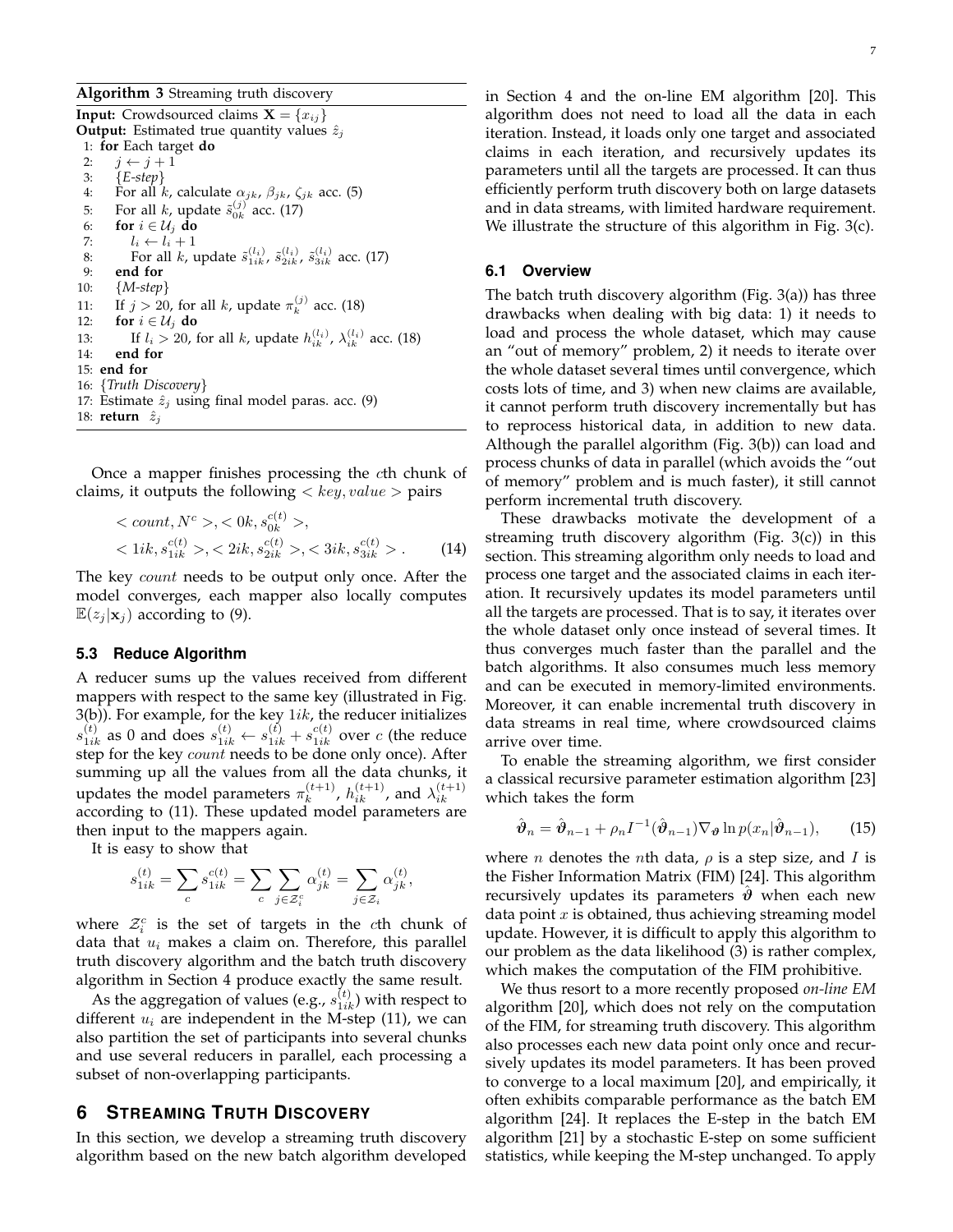**Algorithm 3** Streaming truth discovery

**Input:** Crowdsourced claims $\mathbf{X} = \{x_{ij}\}$
**Output:** Estimated true quantity values $\hat{z}_j$

```
1: for Each target do
2:    j ← j + 1
3:    {E-step}
4:    For all k, calculate α_jk, β_jk, ζ_jk acc. (5)
5:    For all k, update s̃_0k^(j) acc. (17)
6:    for i ∈ U_j do
7:       l_i ← l_i + 1
8:       For all k, update s̃_1ik^(l_i), s̃_2ik^(l_i), s̃_3ik^(l_i) acc. (17)
9:    end for
10:   {M-step}
11:   If j > 20, for all k, update π_k^(j) acc. (18)
12:   for i ∈ U_j do
13:      If l_i > 20, for all k, update h_ik^(l_i), λ_ik^(l_i) acc. (18)
14:   end for
15: end for
16: {Truth Discovery}
17: Estimate ẑ_j using final model paras. acc. (9)
18: return ẑ_j
```

Once a mapper finishes processing the $c$th chunk of claims, it outputs the following $< key, value >$ pairs

$$
\begin{aligned}
&< count, N^c >, < 0k, s_{0k}^{c(t)} >, \\
&< 1ik, s_{1ik}^{c(t)} >, < 2ik, s_{2ik}^{c(t)} >, < 3ik, s_{3ik}^{c(t)} > . \qquad (14)
\end{aligned}
$$

The key $count$ needs to be output only once. After the model converges, each mapper also locally computes $\mathbb{E}(z_j|\mathbf{x}_j)$ according to (9).

### 5.3 Reduce Algorithm

A reducer sums up the values received from different mappers with respect to the same key (illustrated in Fig. 3(b)). For example, for the key $1ik$, the reducer initializes $s_{1ik}^{(t)}$ as 0 and does $s_{1ik}^{(t)} \leftarrow s_{1ik}^{(t)} + s_{1ik}^{c(t)}$ over $c$ (the reduce step for the key $count$ needs to be done only once). After summing up all the values from all the data chunks, it updates the model parameters $\pi_k^{(t+1)}$, $h_{ik}^{(t+1)}$, and $\lambda_{ik}^{(t+1)}$ according to (11). These updated model parameters are then input to the mappers again.

It is easy to show that

$$
s_{1ik}^{(t)} = \sum_c s_{1ik}^{c(t)} = \sum_c \sum_{j \in \mathcal{Z}_i^c} \alpha_{jk}^{(t)} = \sum_{j \in \mathcal{Z}_i} \alpha_{jk}^{(t)},
$$

where $\mathcal{Z}_i^c$ is the set of targets in the $c$th chunk of data that $u_i$ makes a claim on. Therefore, this parallel truth discovery algorithm and the batch truth discovery algorithm in Section 4 produce exactly the same result.

As the aggregation of values (e.g., $s_{1ik}^{(t)}$) with respect to different $u_i$ are independent in the M-step (11), we can also partition the set of participants into several chunks and use several reducers in parallel, each processing a subset of non-overlapping participants.

## 6 Streaming Truth Discovery

In this section, we develop a streaming truth discovery algorithm based on the new batch algorithm developed in Section 4 and the on-line EM algorithm [20]. This algorithm does not need to load all the data in each iteration. Instead, it loads only one target and associated claims in each iteration, and recursively updates its parameters until all the targets are processed. It can thus efficiently perform truth discovery both on large datasets and in data streams, with limited hardware requirement. We illustrate the structure of this algorithm in Fig. 3(c).

### 6.1 Overview

The batch truth discovery algorithm (Fig. 3(a)) has three drawbacks when dealing with big data: 1) it needs to load and process the whole dataset, which may cause an "out of memory" problem, 2) it needs to iterate over the whole dataset several times until convergence, which costs lots of time, and 3) when new claims are available, it cannot perform truth discovery incrementally but has to reprocess historical data, in addition to new data. Although the parallel algorithm (Fig. 3(b)) can load and process chunks of data in parallel (which avoids the "out of memory" problem and is much faster), it still cannot perform incremental truth discovery.

These drawbacks motivate the development of a streaming truth discovery algorithm (Fig. 3(c)) in this section. This streaming algorithm only needs to load and process one target and the associated claims in each iteration. It recursively updates its model parameters until all the targets are processed. That is to say, it iterates over the whole dataset only once instead of several times. It thus converges much faster than the parallel and the batch algorithms. It also consumes much less memory and can be executed in memory-limited environments. Moreover, it can enable incremental truth discovery in data streams in real time, where crowdsourced claims arrive over time.

To enable the streaming algorithm, we first consider a classical recursive parameter estimation algorithm [23] which takes the form

$$
\hat{\boldsymbol{\vartheta}}_n = \hat{\boldsymbol{\vartheta}}_{n-1} + \rho_n I^{-1}(\hat{\boldsymbol{\vartheta}}_{n-1}) \nabla_{\boldsymbol{\vartheta}} \ln p(x_n|\hat{\boldsymbol{\vartheta}}_{n-1}), \qquad (15)
$$

where $n$ denotes the $n$th data, $\rho$ is a step size, and $I$ is the Fisher Information Matrix (FIM) [24]. This algorithm recursively updates its parameters $\hat{\boldsymbol{\vartheta}}$ when each new data point $x$ is obtained, thus achieving streaming model update. However, it is difficult to apply this algorithm to our problem as the data likelihood (3) is rather complex, which makes the computation of the FIM prohibitive.

We thus resort to a more recently proposed *on-line EM* algorithm [20], which does not rely on the computation of the FIM, for streaming truth discovery. This algorithm also processes each new data point only once and recursively updates its model parameters. It has been proved to converge to a local maximum [20], and empirically, it often exhibits comparable performance as the batch EM algorithm [24]. It replaces the E-step in the batch EM algorithm [21] by a stochastic E-step on some sufficient statistics, while keeping the M-step unchanged. To apply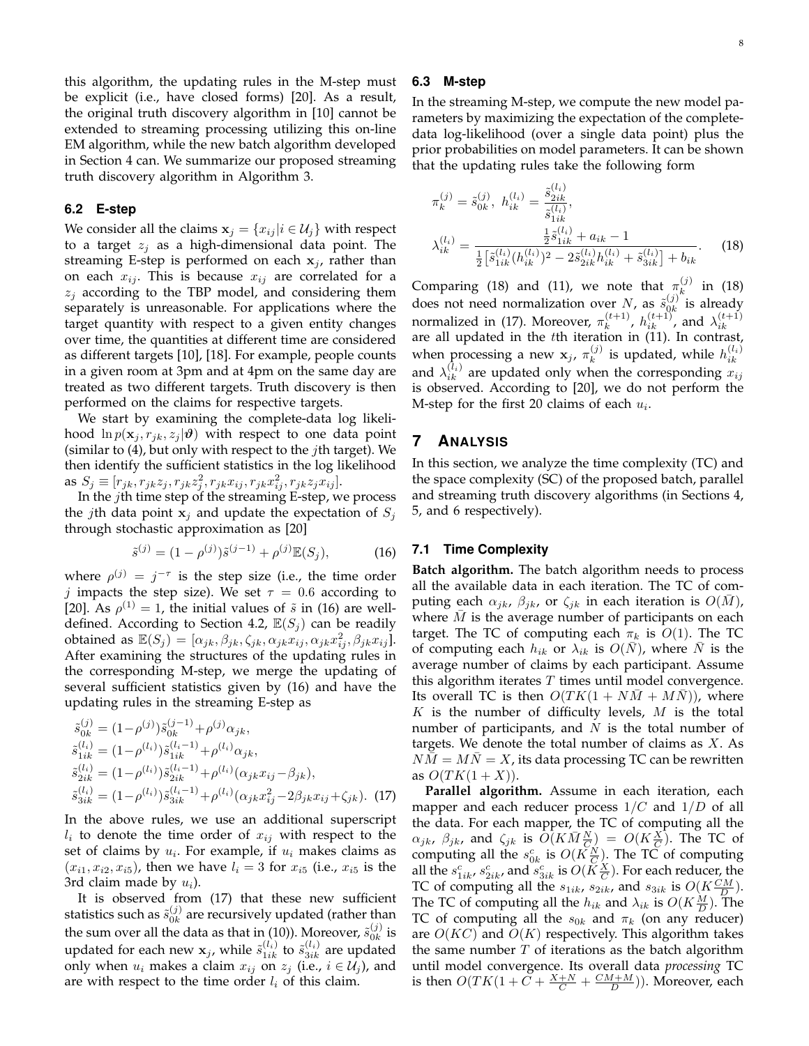this algorithm, the updating rules in the M-step must be explicit (i.e., have closed forms) [20]. As a result, the original truth discovery algorithm in [10] cannot be extended to streaming processing utilizing this on-line EM algorithm, while the new batch algorithm developed in Section 4 can. We summarize our proposed streaming truth discovery algorithm in Algorithm 3.

### 6.2 E-step

We consider all the claims $\mathbf{x}_j = \{x_{ij} | i \in \mathcal{U}_j\}$ with respect to a target $z_j$ as a high-dimensional data point. The streaming E-step is performed on each $\mathbf{x}_j$, rather than on each $x_{ij}$. This is because $x_{ij}$ are correlated for a $z_j$ according to the TBP model, and considering them separately is unreasonable. For applications where the target quantity with respect to a given entity changes over time, the quantities at different time are considered as different targets [10], [18]. For example, people counts in a given room at 3pm and at 4pm on the same day are treated as two different targets. Truth discovery is then performed on the claims for respective targets.

We start by examining the complete-data log likelihood $\ln p(\mathbf{x}_j, r_{jk}, z_j | \boldsymbol{\vartheta})$ with respect to one data point (similar to (4), but only with respect to the $j$th target). We then identify the sufficient statistics in the log likelihood as $S_j \equiv [r_{jk}, r_{jk}z_j, r_{jk}z_j^2, r_{jk}x_{ij}, r_{jk}x_{ij}^2, r_{jk}z_j x_{ij}]$.

In the $j$th time step of the streaming E-step, we process the $j$th data point $\mathbf{x}_j$ and update the expectation of $S_j$ through stochastic approximation as [20]

$$\tilde{s}^{(j)} = (1 - \rho^{(j)})\tilde{s}^{(j-1)} + \rho^{(j)}\mathbb{E}(S_j), \tag{16}$$

where $\rho^{(j)} = j^{-\tau}$ is the step size (i.e., the time order $j$ impacts the step size). We set $\tau = 0.6$ according to [20]. As $\rho^{(1)} = 1$, the initial values of $\tilde{s}$ in (16) are well-defined. According to Section 4.2, $\mathbb{E}(S_j)$ can be readily obtained as $\mathbb{E}(S_j) = [\alpha_{jk}, \beta_{jk}, \zeta_{jk}, \alpha_{jk}x_{ij}, \alpha_{jk}x_{ij}^2, \beta_{jk}x_{ij}]$. After examining the structures of the updating rules in the corresponding M-step, we merge the updating of several sufficient statistics given by (16) and have the updating rules in the streaming E-step as

$$\begin{aligned}
\tilde{s}_{0k}^{(j)} &= (1-\rho^{(j)})\tilde{s}_{0k}^{(j-1)} + \rho^{(j)}\alpha_{jk}, \\
\tilde{s}_{1ik}^{(l_i)} &= (1-\rho^{(l_i)})\tilde{s}_{1ik}^{(l_i-1)} + \rho^{(l_i)}\alpha_{jk}, \\
\tilde{s}_{2ik}^{(l_i)} &= (1-\rho^{(l_i)})\tilde{s}_{2ik}^{(l_i-1)} + \rho^{(l_i)}(\alpha_{jk}x_{ij} - \beta_{jk}), \\
\tilde{s}_{3ik}^{(l_i)} &= (1-\rho^{(l_i)})\tilde{s}_{3ik}^{(l_i-1)} + \rho^{(l_i)}(\alpha_{jk}x_{ij}^2 - 2\beta_{jk}x_{ij} + \zeta_{jk}).
\end{aligned} \tag{17}$$

In the above rules, we use an additional superscript $l_i$ to denote the time order of $x_{ij}$ with respect to the set of claims by $u_i$. For example, if $u_i$ makes claims as $(x_{i1}, x_{i2}, x_{i5})$, then we have $l_i = 3$ for $x_{i5}$ (i.e., $x_{i5}$ is the 3rd claim made by $u_i$).

It is observed from (17) that these new sufficient statistics such as $\tilde{s}_{0k}^{(j)}$ are recursively updated (rather than the sum over all the data as that in (10)). Moreover, $\tilde{s}_{0k}^{(j)}$ is updated for each new $\mathbf{x}_j$, while $\tilde{s}_{1ik}^{(l_i)}$ to $\tilde{s}_{3ik}^{(l_i)}$ are updated only when $u_i$ makes a claim $x_{ij}$ on $z_j$ (i.e., $i \in \mathcal{U}_j$), and are with respect to the time order $l_i$ of this claim.

### 6.3 M-step

In the streaming M-step, we compute the new model parameters by maximizing the expectation of the complete-data log-likelihood (over a single data point) plus the prior probabilities on model parameters. It can be shown that the updating rules take the following form

$$\begin{aligned}
\pi_k^{(j)} &= \tilde{s}_{0k}^{(j)}, \; h_{ik}^{(l_i)} = \frac{\tilde{s}_{2ik}^{(l_i)}}{\tilde{s}_{1ik}^{(l_i)}}, \\
\lambda_{ik}^{(l_i)} &= \frac{\frac{1}{2}\tilde{s}_{1ik}^{(l_i)} + a_{ik} - 1}{\frac{1}{2}\left[\tilde{s}_{1ik}^{(l_i)}(h_{ik}^{(l_i)})^2 - 2\tilde{s}_{2ik}^{(l_i)}h_{ik}^{(l_i)} + \tilde{s}_{3ik}^{(l_i)}\right] + b_{ik}}.
\end{aligned} \tag{18}$$

Comparing (18) and (11), we note that $\pi_k^{(j)}$ in (18) does not need normalization over $N$, as $\tilde{s}_{0k}^{(j)}$ is already normalized in (17). Moreover, $\pi_k^{(t+1)}$, $h_{ik}^{(t+1)}$, and $\lambda_{ik}^{(t+1)}$ are all updated in the $t$th iteration in (11). In contrast, when processing a new $\mathbf{x}_j$, $\pi_k^{(j)}$ is updated, while $h_{ik}^{(l_i)}$ and $\lambda_{ik}^{(l_i)}$ are updated only when the corresponding $x_{ij}$ is observed. According to [20], we do not perform the M-step for the first 20 claims of each $u_i$.

## 7 Analysis

In this section, we analyze the time complexity (TC) and the space complexity (SC) of the proposed batch, parallel and streaming truth discovery algorithms (in Sections 4, 5, and 6 respectively).

### 7.1 Time Complexity

**Batch algorithm.** The batch algorithm needs to process all the available data in each iteration. The TC of computing each $\alpha_{jk}$, $\beta_{jk}$, or $\zeta_{jk}$ in each iteration is $O(\bar{M})$, where $\bar{M}$ is the average number of participants on each target. The TC of computing each $\pi_k$ is $O(1)$. The TC of computing each $h_{ik}$ or $\lambda_{ik}$ is $O(\bar{N})$, where $\bar{N}$ is the average number of claims by each participant. Assume this algorithm iterates $T$ times until model convergence. Its overall TC is then $O(TK(1 + N\bar{M} + M\bar{N}))$, where $K$ is the number of difficulty levels, $M$ is the total number of participants, and $N$ is the total number of targets. We denote the total number of claims as $X$. As $N\bar{M} = M\bar{N} = X$, its data processing TC can be rewritten as $O(TK(1 + X))$.

**Parallel algorithm.** Assume in each iteration, each mapper and each reducer process $1/C$ and $1/D$ of all the data. For each mapper, the TC of computing all the $\alpha_{jk}$, $\beta_{jk}$, and $\zeta_{jk}$ is $O(K\bar{M}\frac{N}{C}) = O(K\frac{X}{C})$. The TC of computing all the $s_{0k}^c$ is $O(K\frac{N}{C})$. The TC of computing all the $s_{1ik}^c$, $s_{2ik}^c$, and $s_{3ik}^c$ is $O(K\frac{X}{C})$. For each reducer, the TC of computing all the $s_{1ik}$, $s_{2ik}$, and $s_{3ik}$ is $O(K\frac{CM}{D})$. The TC of computing all the $h_{ik}$ and $\lambda_{ik}$ is $O(K\frac{M}{D})$. The TC of computing all the $s_{0k}$ and $\pi_k$ (on any reducer) are $O(KC)$ and $O(K)$ respectively. This algorithm takes the same number $T$ of iterations as the batch algorithm until model convergence. Its overall data *processing* TC is then $O(TK(1 + C + \frac{X+N}{C} + \frac{CM+M}{D}))$. Moreover, each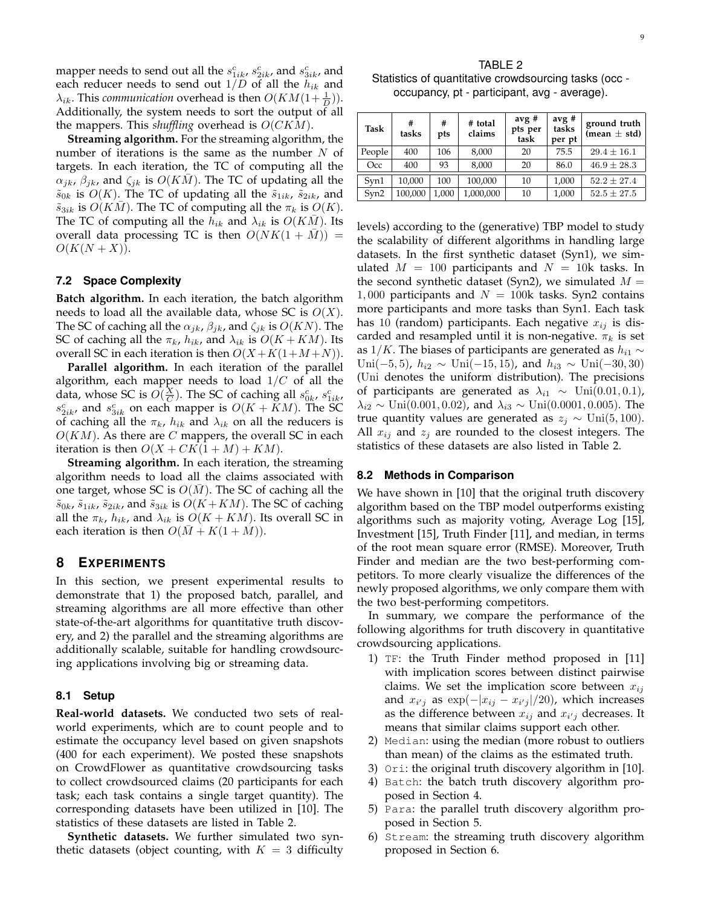mapper needs to send out all the $s^c_{1ik}$, $s^c_{2ik}$, and $s^c_{3ik}$, and each reducer needs to send out $1/D$ of all the $h_{ik}$ and $\lambda_{ik}$. This *communication* overhead is then $O(KM(1+\frac{1}{D}))$. Additionally, the system needs to sort the output of all the mappers. This *shuffling* overhead is $O(CKM)$.

**Streaming algorithm.** For the streaming algorithm, the number of iterations is the same as the number $N$ of targets. In each iteration, the TC of computing all the $\alpha_{jk}$, $\beta_{jk}$, and $\zeta_{jk}$ is $O(K\bar{M})$. The TC of updating all the $\tilde{s}_{0k}$ is $O(K)$. The TC of updating all the $\tilde{s}_{1ik}$, $\tilde{s}_{2ik}$, and $\tilde{s}_{3ik}$ is $O(K\bar{M})$. The TC of computing all the $\pi_k$ is $O(K)$. The TC of computing all the $h_{ik}$ and $\lambda_{ik}$ is $O(K\bar{M})$. Its overall data processing TC is then $O(NK(1+\bar{M})) = O(K(N+X))$.

### 7.2 Space Complexity

**Batch algorithm.** In each iteration, the batch algorithm needs to load all the available data, whose SC is $O(X)$. The SC of caching all the $\alpha_{jk}$, $\beta_{jk}$ and $\zeta_{jk}$ is $O(KN)$. The SC of caching all the $\pi_k$, $h_{ik}$, and $\lambda_{ik}$ is $O(K+KM)$. Its overall SC in each iteration is then $O(X+K(1+M+N))$.

**Parallel algorithm.** In each iteration of the parallel algorithm, each mapper needs to load $1/C$ of all the data, whose SC is $O(\frac{X}{C})$. The SC of caching all $s^c_{0k}$, $s^c_{1ik}$, $s^c_{2ik}$, and $s^c_{3ik}$ on each mapper is $O(K+KM)$. The SC of caching all the $\pi_k$, $h_{ik}$ and $\lambda_{ik}$ on all the reducers is $O(KM)$. As there are $C$ mappers, the overall SC in each iteration is then $O(X+CK(1+M)+KM)$.

**Streaming algorithm.** In each iteration, the streaming algorithm needs to load all the claims associated with one target, whose SC is $O(\bar{M})$. The SC of caching all the $\tilde{s}_{0k}$, $\tilde{s}_{1ik}$, $\tilde{s}_{2ik}$, and $\tilde{s}_{3ik}$ is $O(K+KM)$. The SC of caching all the $\pi_k$, $h_{ik}$, and $\lambda_{ik}$ is $O(K+KM)$. Its overall SC in each iteration is then $O(\bar{M}+K(1+M))$.

## 8 Experiments

In this section, we present experimental results to demonstrate that 1) the proposed batch, parallel, and streaming algorithms are all more effective than other state-of-the-art algorithms for quantitative truth discovery, and 2) the parallel and the streaming algorithms are additionally scalable, suitable for handling crowdsourcing applications involving big or streaming data.

### 8.1 Setup

**Real-world datasets.** We conducted two sets of real-world experiments, which are to count people and to estimate the occupancy level based on given snapshots (400 for each experiment). We posted these snapshots on CrowdFlower as quantitative crowdsourcing tasks to collect crowdsourced claims (20 participants for each task; each task contains a single target quantity). The corresponding datasets have been utilized in [10]. The statistics of these datasets are listed in Table 2.

**Synthetic datasets.** We further simulated two synthetic datasets (object counting, with $K=3$ difficulty levels) according to the (generative) TBP model to study the scalability of different algorithms in handling large datasets. In the first synthetic dataset (Syn1), we simulated $M=100$ participants and $N=10$k tasks. In the second synthetic dataset (Syn2), we simulated $M=1,000$ participants and $N=100$k tasks. Syn2 contains more participants and more tasks than Syn1. Each task has 10 (random) participants. Each negative $x_{ij}$ is discarded and resampled until it is non-negative. $\pi_k$ is set as $1/K$. The biases of participants are generated as $h_{i1} \sim \text{Uni}(-5,5)$, $h_{i2} \sim \text{Uni}(-15,15)$, and $h_{i3} \sim \text{Uni}(-30,30)$ (Uni denotes the uniform distribution). The precisions of participants are generated as $\lambda_{i1} \sim \text{Uni}(0.01,0.1)$, $\lambda_{i2} \sim \text{Uni}(0.001,0.02)$, and $\lambda_{i3} \sim \text{Uni}(0.0001,0.005)$. The true quantity values are generated as $z_j \sim \text{Uni}(5,100)$. All $x_{ij}$ and $z_j$ are rounded to the closest integers. The statistics of these datasets are also listed in Table 2.

TABLE 2
Statistics of quantitative crowdsourcing tasks (occ - occupancy, pt - participant, avg - average).

| Task | # tasks | # pts | # total claims | avg # pts per task | avg # tasks per pt | ground truth (mean ± std) |
|---|---|---|---|---|---|---|
| People | 400 | 106 | 8,000 | 20 | 75.5 | $29.4 \pm 16.1$ |
| Occ | 400 | 93 | 8,000 | 20 | 86.0 | $46.9 \pm 28.3$ |
| Syn1 | 10,000 | 100 | 100,000 | 10 | 1,000 | $52.2 \pm 27.4$ |
| Syn2 | 100,000 | 1,000 | 1,000,000 | 10 | 1,000 | $52.5 \pm 27.5$ |

### 8.2 Methods in Comparison

We have shown in [10] that the original truth discovery algorithm based on the TBP model outperforms existing algorithms such as majority voting, Average Log [15], Investment [15], Truth Finder [11], and median, in terms of the root mean square error (RMSE). Moreover, Truth Finder and median are the two best-performing competitors. To more clearly visualize the differences of the newly proposed algorithms, we only compare them with the two best-performing competitors.

In summary, we compare the performance of the following algorithms for truth discovery in quantitative crowdsourcing applications.

1) `TF`: the Truth Finder method proposed in [11] with implication scores between distinct pairwise claims. We set the implication score between $x_{ij}$ and $x_{i'j}$ as $\exp(-|x_{ij}-x_{i'j}|/20)$, which increases as the difference between $x_{ij}$ and $x_{i'j}$ decreases. It means that similar claims support each other.
2) `Median`: using the median (more robust to outliers than mean) of the claims as the estimated truth.
3) `Ori`: the original truth discovery algorithm in [10].
4) `Batch`: the batch truth discovery algorithm proposed in Section 4.
5) `Para`: the parallel truth discovery algorithm proposed in Section 5.
6) `Stream`: the streaming truth discovery algorithm proposed in Section 6.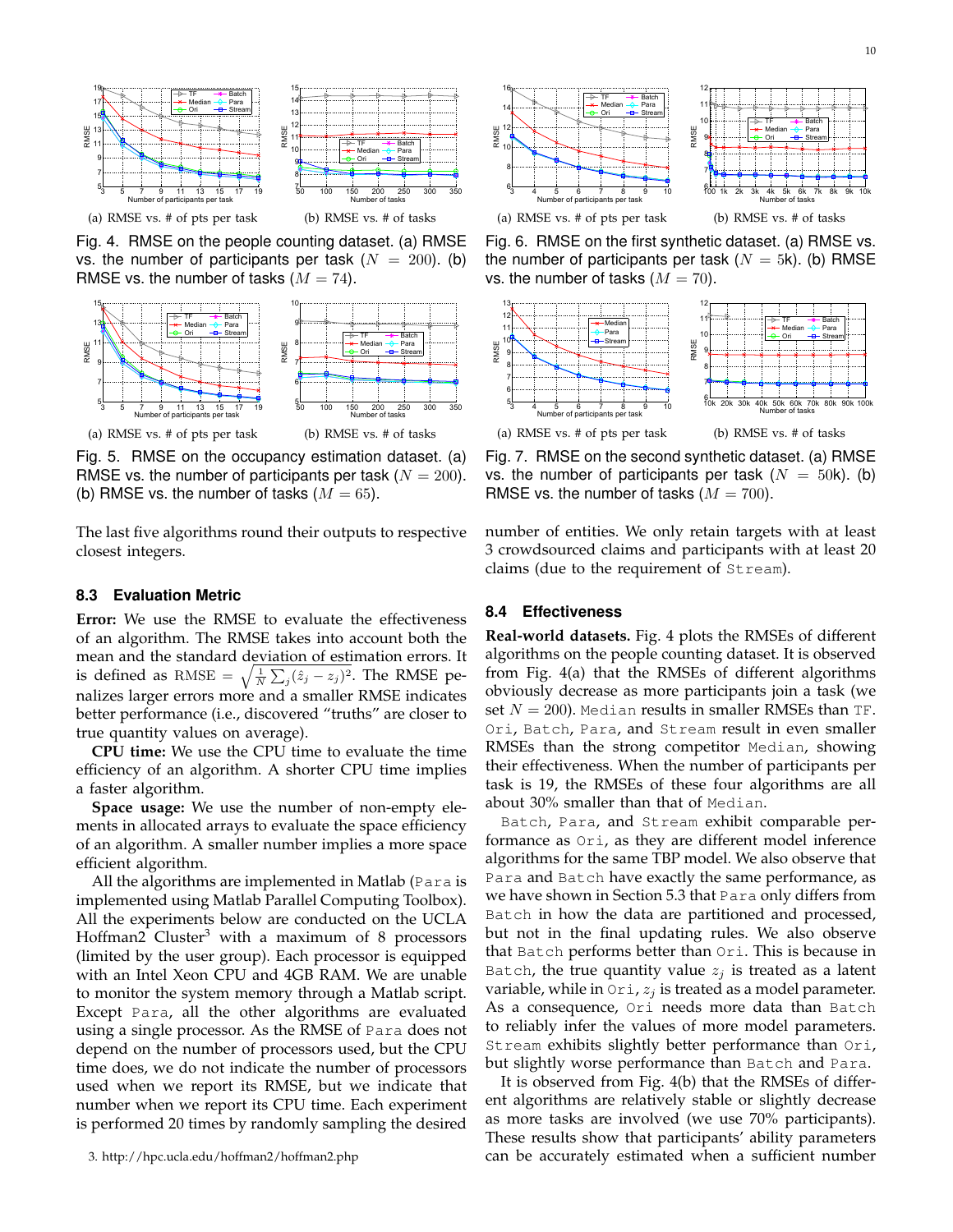(a) RMSE vs. # of pts per task

(b) RMSE vs. # of tasks

Fig. 4. RMSE on the people counting dataset. (a) RMSE vs. the number of participants per task ($N = 200$). (b) RMSE vs. the number of tasks ($M = 74$).

(a) RMSE vs. # of pts per task

(b) RMSE vs. # of tasks

Fig. 5. RMSE on the occupancy estimation dataset. (a) RMSE vs. the number of participants per task ($N = 200$). (b) RMSE vs. the number of tasks ($M = 65$).

(a) RMSE vs. # of pts per task

(b) RMSE vs. # of tasks

Fig. 6. RMSE on the first synthetic dataset. (a) RMSE vs. the number of participants per task ($N = 5$k). (b) RMSE vs. the number of tasks ($M = 70$).

(a) RMSE vs. # of pts per task

(b) RMSE vs. # of tasks

Fig. 7. RMSE on the second synthetic dataset. (a) RMSE vs. the number of participants per task ($N = 50$k). (b) RMSE vs. the number of tasks ($M = 700$).

The last five algorithms round their outputs to respective closest integers.

### 8.3 Evaluation Metric

**Error:** We use the RMSE to evaluate the effectiveness of an algorithm. The RMSE takes into account both the mean and the standard deviation of estimation errors. It is defined as $\text{RMSE} = \sqrt{\frac{1}{N}\sum_j(\hat{z}_j - z_j)^2}$. The RMSE penalizes larger errors more and a smaller RMSE indicates better performance (i.e., discovered "truths" are closer to true quantity values on average).

**CPU time:** We use the CPU time to evaluate the time efficiency of an algorithm. A shorter CPU time implies a faster algorithm.

**Space usage:** We use the number of non-empty elements in allocated arrays to evaluate the space efficiency of an algorithm. A smaller number implies a more space efficient algorithm.

All the algorithms are implemented in Matlab (Para is implemented using Matlab Parallel Computing Toolbox). All the experiments below are conducted on the UCLA Hoffman2 Cluster[3] with a maximum of 8 processors (limited by the user group). Each processor is equipped with an Intel Xeon CPU and 4GB RAM. We are unable to monitor the system memory through a Matlab script. Except Para, all the other algorithms are evaluated using a single processor. As the RMSE of Para does not depend on the number of processors used, but the CPU time does, we do not indicate the number of processors used when we report its RMSE, but we indicate that number when we report its CPU time. Each experiment is performed 20 times by randomly sampling the desired number of entities. We only retain targets with at least 3 crowdsourced claims and participants with at least 20 claims (due to the requirement of Stream).

[3] http://hpc.ucla.edu/hoffman2/hoffman2.php

### 8.4 Effectiveness

**Real-world datasets.** Fig. 4 plots the RMSEs of different algorithms on the people counting dataset. It is observed from Fig. 4(a) that the RMSEs of different algorithms obviously decrease as more participants join a task (we set $N = 200$). Median results in smaller RMSEs than TF. Ori, Batch, Para, and Stream result in even smaller RMSEs than the strong competitor Median, showing their effectiveness. When the number of participants per task is 19, the RMSEs of these four algorithms are all about 30% smaller than that of Median.

Batch, Para, and Stream exhibit comparable performance as Ori, as they are different model inference algorithms for the same TBP model. We also observe that Para and Batch have exactly the same performance, as we have shown in Section 5.3 that Para only differs from Batch in how the data are partitioned and processed, but not in the final updating rules. We also observe that Batch performs better than Ori. This is because in Batch, the true quantity value $z_j$ is treated as a latent variable, while in Ori, $z_j$ is treated as a model parameter. As a consequence, Ori needs more data than Batch to reliably infer the values of more model parameters. Stream exhibits slightly better performance than Ori, but slightly worse performance than Batch and Para.

It is observed from Fig. 4(b) that the RMSEs of different algorithms are relatively stable or slightly decrease as more tasks are involved (we use 70% participants). These results show that participants' ability parameters can be accurately estimated when a sufficient number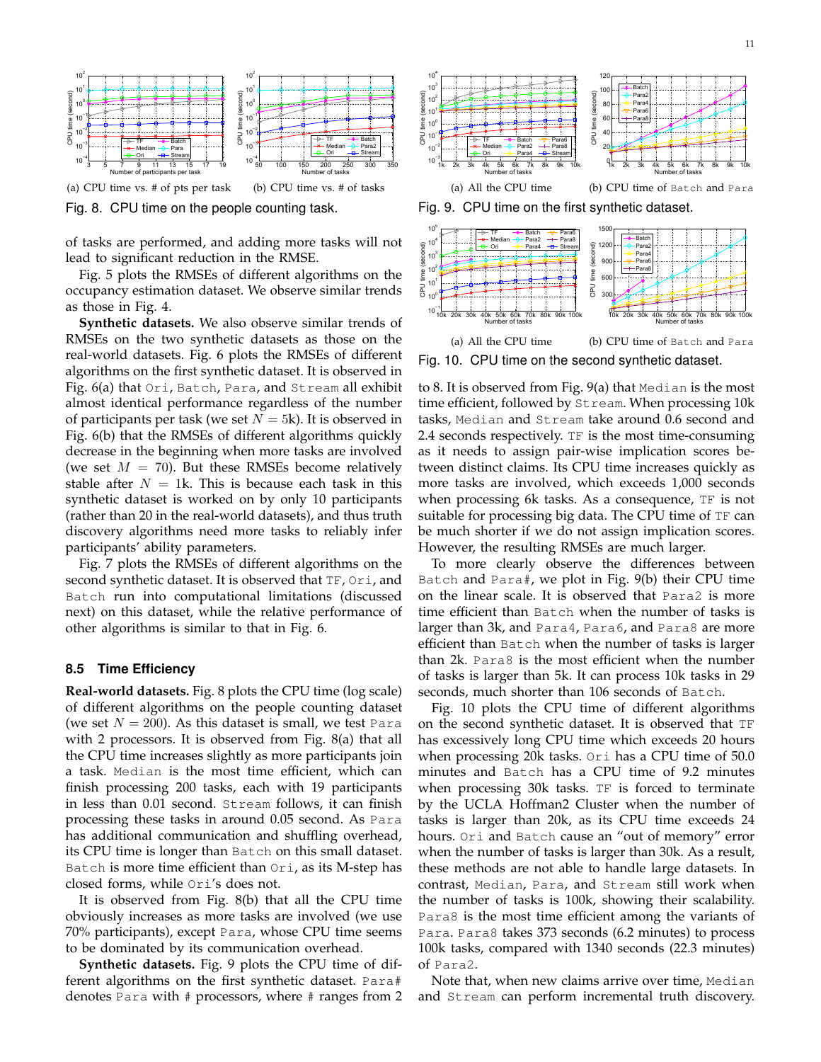(a) CPU time vs. # of pts per task

(b) CPU time vs. # of tasks

Fig. 8. CPU time on the people counting task.

(a) All the CPU time

(b) CPU time of Batch and Para

Fig. 9. CPU time on the first synthetic dataset.

(a) All the CPU time

(b) CPU time of Batch and Para

Fig. 10. CPU time on the second synthetic dataset.

of tasks are performed, and adding more tasks will not lead to significant reduction in the RMSE.

Fig. 5 plots the RMSEs of different algorithms on the occupancy estimation dataset. We observe similar trends as those in Fig. 4.

**Synthetic datasets.** We also observe similar trends of RMSEs on the two synthetic datasets as those on the real-world datasets. Fig. 6 plots the RMSEs of different algorithms on the first synthetic dataset. It is observed in Fig. 6(a) that Ori, Batch, Para, and Stream all exhibit almost identical performance regardless of the number of participants per task (we set $N = 5$k). It is observed in Fig. 6(b) that the RMSEs of different algorithms quickly decrease in the beginning when more tasks are involved (we set $M = 70$). But these RMSEs become relatively stable after $N = 1$k. This is because each task in this synthetic dataset is worked on by only 10 participants (rather than 20 in the real-world datasets), and thus truth discovery algorithms need more tasks to reliably infer participants' ability parameters.

Fig. 7 plots the RMSEs of different algorithms on the second synthetic dataset. It is observed that TF, Ori, and Batch run into computational limitations (discussed next) on this dataset, while the relative performance of other algorithms is similar to that in Fig. 6.

### 8.5 Time Efficiency

**Real-world datasets.** Fig. 8 plots the CPU time (log scale) of different algorithms on the people counting dataset (we set $N = 200$). As this dataset is small, we test Para with 2 processors. It is observed from Fig. 8(a) that all the CPU time increases slightly as more participants join a task. Median is the most time efficient, which can finish processing 200 tasks, each with 19 participants in less than 0.01 second. Stream follows, it can finish processing these tasks in around 0.05 second. As Para has additional communication and shuffling overhead, its CPU time is longer than Batch on this small dataset. Batch is more time efficient than Ori, as its M-step has closed forms, while Ori's does not.

It is observed from Fig. 8(b) that all the CPU time obviously increases as more tasks are involved (we use 70% participants), except Para, whose CPU time seems to be dominated by its communication overhead.

**Synthetic datasets.** Fig. 9 plots the CPU time of different algorithms on the first synthetic dataset. Para# denotes Para with # processors, where # ranges from 2 to 8. It is observed from Fig. 9(a) that Median is the most time efficient, followed by Stream. When processing 10k tasks, Median and Stream take around 0.6 second and 2.4 seconds respectively. TF is the most time-consuming as it needs to assign pair-wise implication scores between distinct claims. Its CPU time increases quickly as more tasks are involved, which exceeds 1,000 seconds when processing 6k tasks. As a consequence, TF is not suitable for processing big data. The CPU time of TF can be much shorter if we do not assign implication scores. However, the resulting RMSEs are much larger.

To more clearly observe the differences between Batch and Para#, we plot in Fig. 9(b) their CPU time on the linear scale. It is observed that Para2 is more time efficient than Batch when the number of tasks is larger than 3k, and Para4, Para6, and Para8 are more efficient than Batch when the number of tasks is larger than 2k. Para8 is the most efficient when the number of tasks is larger than 5k. It can process 10k tasks in 29 seconds, much shorter than 106 seconds of Batch.

Fig. 10 plots the CPU time of different algorithms on the second synthetic dataset. It is observed that TF has excessively long CPU time which exceeds 20 hours when processing 20k tasks. Ori has a CPU time of 50.0 minutes and Batch has a CPU time of 9.2 minutes when processing 30k tasks. TF is forced to terminate by the UCLA Hoffman2 Cluster when the number of tasks is larger than 20k, as its CPU time exceeds 24 hours. Ori and Batch cause an "out of memory" error when the number of tasks is larger than 30k. As a result, these methods are not able to handle large datasets. In contrast, Median, Para, and Stream still work when the number of tasks is 100k, showing their scalability. Para8 is the most time efficient among the variants of Para. Para8 takes 373 seconds (6.2 minutes) to process 100k tasks, compared with 1340 seconds (22.3 minutes) of Para2.

Note that, when new claims arrive over time, Median and Stream can perform incremental truth discovery.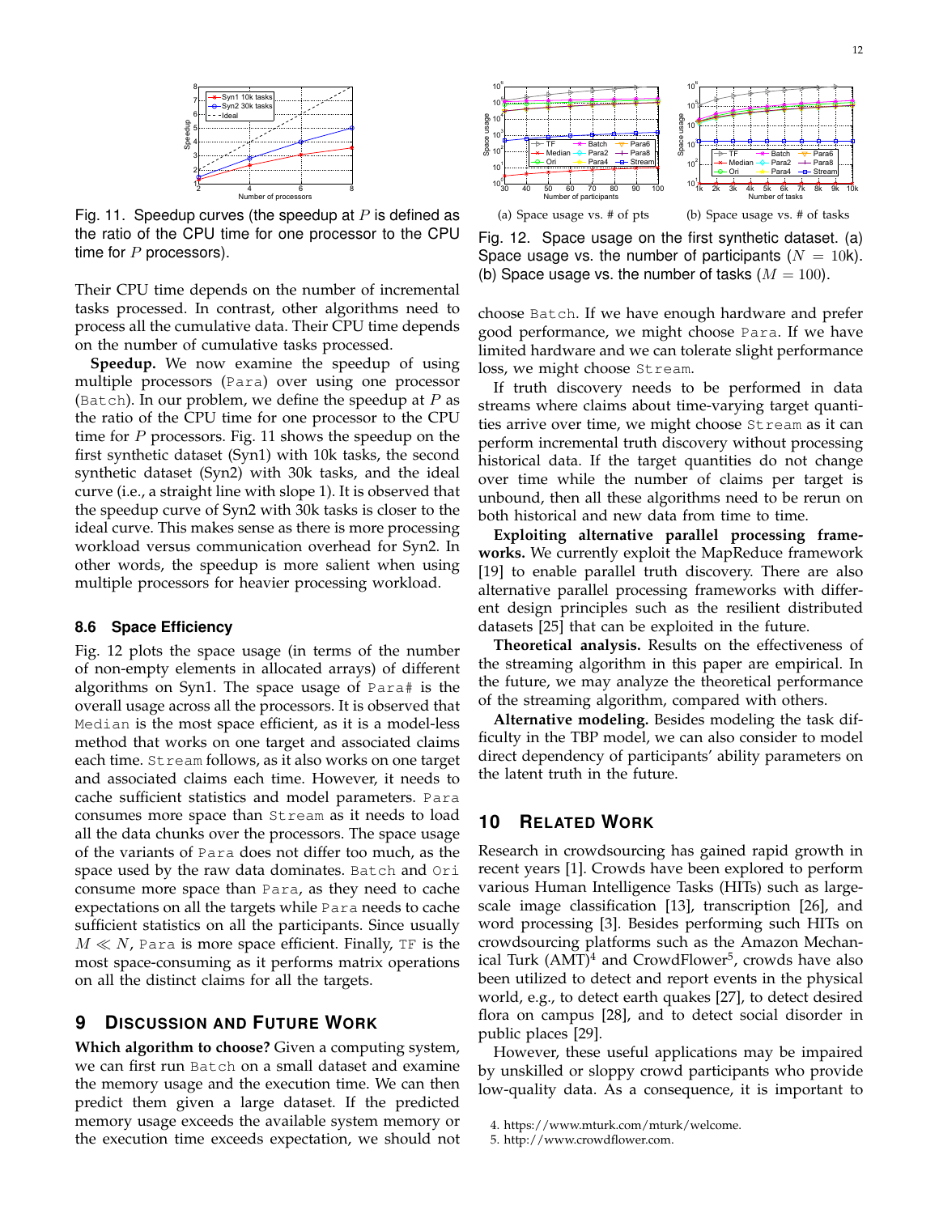Speedup

8
7
6
5
4
3
2
1

2 4 6 8

Number of processors

Syn1 10k tasks
Syn2 30k tasks
Ideal

Fig. 11. Speedup curves (the speedup at $P$ is defined as the ratio of the CPU time for one processor to the CPU time for $P$ processors).

Space usage

$10^6$ $10^5$ $10^4$ $10^3$ $10^2$ $10^1$ $10^0$

30 40 50 60 70 80 90 100

Number of participants

TF Batch Para6
Median Para2 Para8
Ori Para4 Stream

(a) Space usage vs. # of pts

Space usage

$10^6$ $10^5$ $10^4$ $10^3$ $10^2$ $10^1$

1k 2k 3k 4k 5k 6k 7k 8k 9k 10k

Number of tasks

TF Batch Para6
Median Para2 Para8
Ori Para4 Stream

(b) Space usage vs. # of tasks

Fig. 12. Space usage on the first synthetic dataset. (a) Space usage vs. the number of participants ($N$ = 10k). (b) Space usage vs. the number of tasks ($M$ = 100).

Their CPU time depends on the number of incremental tasks processed. In contrast, other algorithms need to process all the cumulative data. Their CPU time depends on the number of cumulative tasks processed.

**Speedup.** We now examine the speedup of using multiple processors (Para) over using one processor (Batch). In our problem, we define the speedup at $P$ as the ratio of the CPU time for one processor to the CPU time for $P$ processors. Fig. 11 shows the speedup on the first synthetic dataset (Syn1) with 10k tasks, the second synthetic dataset (Syn2) with 30k tasks, and the ideal curve (i.e., a straight line with slope 1). It is observed that the speedup curve of Syn2 with 30k tasks is closer to the ideal curve. This makes sense as there is more processing workload versus communication overhead for Syn2. In other words, the speedup is more salient when using multiple processors for heavier processing workload.

### 8.6 Space Efficiency

Fig. 12 plots the space usage (in terms of the number of non-empty elements in allocated arrays) of different algorithms on Syn1. The space usage of Para# is the overall usage across all the processors. It is observed that Median is the most space efficient, as it is a model-less method that works on one target and associated claims each time. Stream follows, as it also works on one target and associated claims each time. However, it needs to cache sufficient statistics and model parameters. Para consumes more space than Stream as it needs to load all the data chunks over the processors. The space usage of the variants of Para does not differ too much, as the space used by the raw data dominates. Batch and Ori consume more space than Para, as they need to cache expectations on all the targets while Para needs to cache sufficient statistics on all the participants. Since usually $M \ll N$, Para is more space efficient. Finally, TF is the most space-consuming as it performs matrix operations on all the distinct claims for all the targets.

## 9 Discussion and Future Work

**Which algorithm to choose?** Given a computing system, we can first run Batch on a small dataset and examine the memory usage and the execution time. We can then predict them given a large dataset. If the predicted memory usage exceeds the available system memory or the execution time exceeds expectation, we should not choose Batch. If we have enough hardware and prefer good performance, we might choose Para. If we have limited hardware and we can tolerate slight performance loss, we might choose Stream.

If truth discovery needs to be performed in data streams where claims about time-varying target quantities arrive over time, we might choose Stream as it can perform incremental truth discovery without processing historical data. If the target quantities do not change over time while the number of claims per target is unbound, then all these algorithms need to be rerun on both historical and new data from time to time.

**Exploiting alternative parallel processing frameworks.** We currently exploit the MapReduce framework [19] to enable parallel truth discovery. There are also alternative parallel processing frameworks with different design principles such as the resilient distributed datasets [25] that can be exploited in the future.

**Theoretical analysis.** Results on the effectiveness of the streaming algorithm in this paper are empirical. In the future, we may analyze the theoretical performance of the streaming algorithm, compared with others.

**Alternative modeling.** Besides modeling the task difficulty in the TBP model, we can also consider to model direct dependency of participants' ability parameters on the latent truth in the future.

## 10 Related Work

Research in crowdsourcing has gained rapid growth in recent years [1]. Crowds have been explored to perform various Human Intelligence Tasks (HITs) such as large-scale image classification [13], transcription [26], and word processing [3]. Besides performing such HITs on crowdsourcing platforms such as the Amazon Mechanical Turk (AMT)[4] and CrowdFlower[5], crowds have also been utilized to detect and report events in the physical world, e.g., to detect earth quakes [27], to detect desired flora on campus [28], and to detect social disorder in public places [29].

However, these useful applications may be impaired by unskilled or sloppy crowd participants who provide low-quality data. As a consequence, it is important to

4. https://www.mturk.com/mturk/welcome.
5. http://www.crowdflower.com.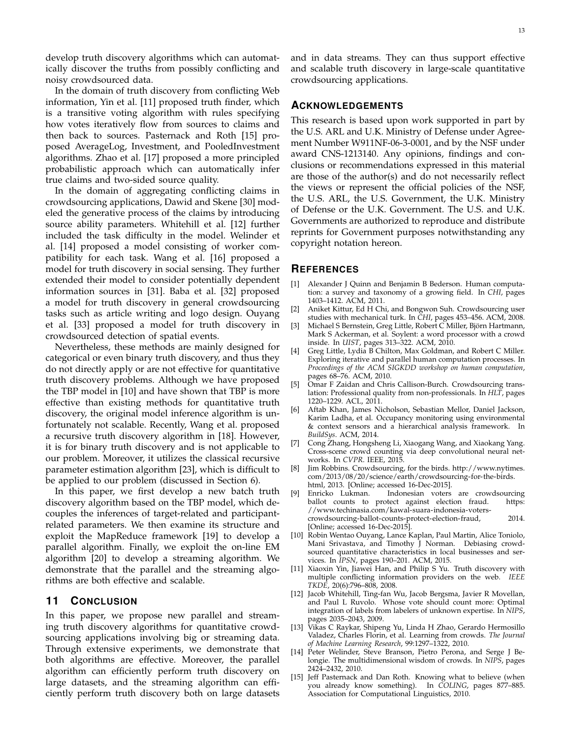develop truth discovery algorithms which can automatically discover the truths from possibly conflicting and noisy crowdsourced data.

In the domain of truth discovery from conflicting Web information, Yin et al. [11] proposed truth finder, which is a transitive voting algorithm with rules specifying how votes iteratively flow from sources to claims and then back to sources. Pasternack and Roth [15] proposed AverageLog, Investment, and PooledInvestment algorithms. Zhao et al. [17] proposed a more principled probabilistic approach which can automatically infer true claims and two-sided source quality.

In the domain of aggregating conflicting claims in crowdsourcing applications, Dawid and Skene [30] modeled the generative process of the claims by introducing source ability parameters. Whitehill et al. [12] further included the task difficulty in the model. Welinder et al. [14] proposed a model consisting of worker compatibility for each task. Wang et al. [16] proposed a model for truth discovery in social sensing. They further extended their model to consider potentially dependent information sources in [31]. Baba et al. [32] proposed a model for truth discovery in general crowdsourcing tasks such as article writing and logo design. Ouyang et al. [33] proposed a model for truth discovery in crowdsourced detection of spatial events.

Nevertheless, these methods are mainly designed for categorical or even binary truth discovery, and thus they do not directly apply or are not effective for quantitative truth discovery problems. Although we have proposed the TBP model in [10] and have shown that TBP is more effective than existing methods for quantitative truth discovery, the original model inference algorithm is unfortunately not scalable. Recently, Wang et al. proposed a recursive truth discovery algorithm in [18]. However, it is for binary truth discovery and is not applicable to our problem. Moreover, it utilizes the classical recursive parameter estimation algorithm [23], which is difficult to be applied to our problem (discussed in Section 6).

In this paper, we first develop a new batch truth discovery algorithm based on the TBP model, which decouples the inferences of target-related and participant-related parameters. We then examine its structure and exploit the MapReduce framework [19] to develop a parallel algorithm. Finally, we exploit the on-line EM algorithm [20] to develop a streaming algorithm. We demonstrate that the parallel and the streaming algorithms are both effective and scalable.

## 11 Conclusion

In this paper, we propose new parallel and streaming truth discovery algorithms for quantitative crowdsourcing applications involving big or streaming data. Through extensive experiments, we demonstrate that both algorithms are effective. Moreover, the parallel algorithm can efficiently perform truth discovery on large datasets, and the streaming algorithm can efficiently perform truth discovery both on large datasets and in data streams. They can thus support effective and scalable truth discovery in large-scale quantitative crowdsourcing applications.

## Acknowledgements

This research is based upon work supported in part by the U.S. ARL and U.K. Ministry of Defense under Agreement Number W911NF-06-3-0001, and by the NSF under award CNS-1213140. Any opinions, findings and conclusions or recommendations expressed in this material are those of the author(s) and do not necessarily reflect the views or represent the official policies of the NSF, the U.S. ARL, the U.S. Government, the U.K. Ministry of Defense or the U.K. Government. The U.S. and U.K. Governments are authorized to reproduce and distribute reprints for Government purposes notwithstanding any copyright notation hereon.

## References

[1] Alexander J Quinn and Benjamin B Bederson. Human computation: a survey and taxonomy of a growing field. In *CHI*, pages 1403–1412. ACM, 2011.

[2] Aniket Kittur, Ed H Chi, and Bongwon Suh. Crowdsourcing user studies with mechanical turk. In *CHI*, pages 453–456. ACM, 2008.

[3] Michael S Bernstein, Greg Little, Robert C Miller, Björn Hartmann, Mark S Ackerman, et al. Soylent: a word processor with a crowd inside. In *UIST*, pages 313–322. ACM, 2010.

[4] Greg Little, Lydia B Chilton, Max Goldman, and Robert C Miller. Exploring iterative and parallel human computation processes. In *Proceedings of the ACM SIGKDD workshop on human computation*, pages 68–76. ACM, 2010.

[5] Omar F Zaidan and Chris Callison-Burch. Crowdsourcing translation: Professional quality from non-professionals. In *HLT*, pages 1220–1229. ACL, 2011.

[6] Aftab Khan, James Nicholson, Sebastian Mellor, Daniel Jackson, Karim Ladha, et al. Occupancy monitoring using environmental & context sensors and a hierarchical analysis framework. In *BuildSys*. ACM, 2014.

[7] Cong Zhang, Hongsheng Li, Xiaogang Wang, and Xiaokang Yang. Cross-scene crowd counting via deep convolutional neural networks. In *CVPR*. IEEE, 2015.

[8] Jim Robbins. Crowdsourcing, for the birds. http://www.nytimes.com/2013/08/20/science/earth/crowdsourcing-for-the-birds.html, 2013. [Online; accessed 16-Dec-2015].

[9] Enricko Lukman. Indonesian voters are crowdsourcing ballot counts to protect against election fraud. https://www.techinasia.com/kawal-suara-indonesia-voters-crowdsourcing-ballot-counts-protect-election-fraud, 2014. [Online; accessed 16-Dec-2015].

[10] Robin Wentao Ouyang, Lance Kaplan, Paul Martin, Alice Toniolo, Mani Srivastava, and Timothy J Norman. Debiasing crowdsourced quantitative characteristics in local businesses and services. In *IPSN*, pages 190–201. ACM, 2015.

[11] Xiaoxin Yin, Jiawei Han, and Philip S Yu. Truth discovery with multiple conflicting information providers on the web. *IEEE TKDE*, 20(6):796–808, 2008.

[12] Jacob Whitehill, Ting-fan Wu, Jacob Bergsma, Javier R Movellan, and Paul L Ruvolo. Whose vote should count more: Optimal integration of labels from labelers of unknown expertise. In *NIPS*, pages 2035–2043, 2009.

[13] Vikas C Raykar, Shipeng Yu, Linda H Zhao, Gerardo Hermosillo Valadez, Charles Florin, et al. Learning from crowds. *The Journal of Machine Learning Research*, 99:1297–1322, 2010.

[14] Peter Welinder, Steve Branson, Pietro Perona, and Serge J Belongie. The multidimensional wisdom of crowds. In *NIPS*, pages 2424–2432, 2010.

[15] Jeff Pasternack and Dan Roth. Knowing what to believe (when you already know something). In *COLING*, pages 877–885. Association for Computational Linguistics, 2010.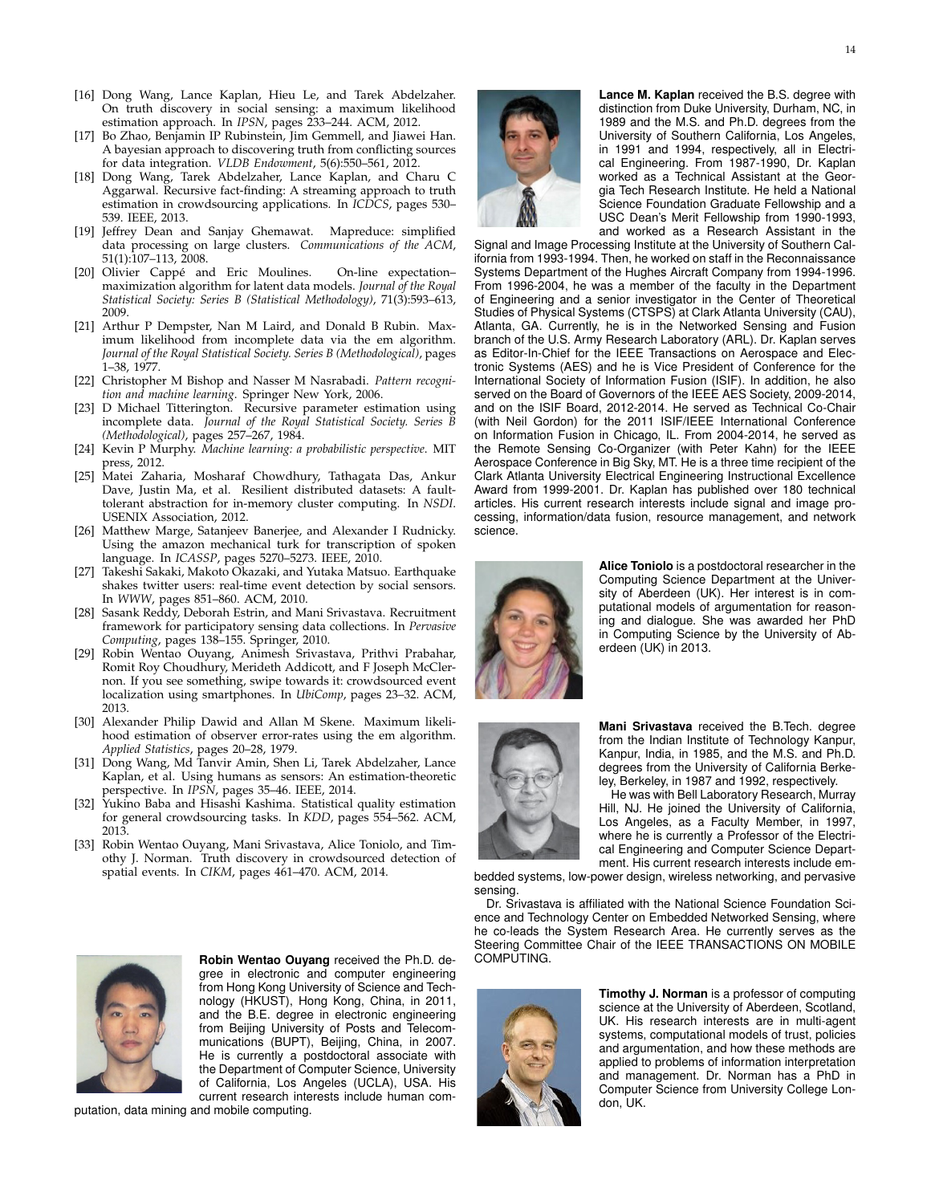[16] Dong Wang, Lance Kaplan, Hieu Le, and Tarek Abdelzaher. On truth discovery in social sensing: a maximum likelihood estimation approach. In *IPSN*, pages 233–244. ACM, 2012.

[17] Bo Zhao, Benjamin IP Rubinstein, Jim Gemmell, and Jiawei Han. A bayesian approach to discovering truth from conflicting sources for data integration. *VLDB Endowment*, 5(6):550–561, 2012.

[18] Dong Wang, Tarek Abdelzaher, Lance Kaplan, and Charu C Aggarwal. Recursive fact-finding: A streaming approach to truth estimation in crowdsourcing applications. In *ICDCS*, pages 530–539. IEEE, 2013.

[19] Jeffrey Dean and Sanjay Ghemawat. Mapreduce: simplified data processing on large clusters. *Communications of the ACM*, 51(1):107–113, 2008.

[20] Olivier Cappé and Eric Moulines. On-line expectation–maximization algorithm for latent data models. *Journal of the Royal Statistical Society: Series B (Statistical Methodology)*, 71(3):593–613, 2009.

[21] Arthur P Dempster, Nan M Laird, and Donald B Rubin. Maximum likelihood from incomplete data via the em algorithm. *Journal of the Royal Statistical Society. Series B (Methodological)*, pages 1–38, 1977.

[22] Christopher M Bishop and Nasser M Nasrabadi. *Pattern recognition and machine learning*. Springer New York, 2006.

[23] D Michael Titterington. Recursive parameter estimation using incomplete data. *Journal of the Royal Statistical Society. Series B (Methodological)*, pages 257–267, 1984.

[24] Kevin P Murphy. *Machine learning: a probabilistic perspective*. MIT press, 2012.

[25] Matei Zaharia, Mosharaf Chowdhury, Tathagata Das, Ankur Dave, Justin Ma, et al. Resilient distributed datasets: A fault-tolerant abstraction for in-memory cluster computing. In *NSDI*. USENIX Association, 2012.

[26] Matthew Marge, Satanjeev Banerjee, and Alexander I Rudnicky. Using the amazon mechanical turk for transcription of spoken language. In *ICASSP*, pages 5270–5273. IEEE, 2010.

[27] Takeshi Sakaki, Makoto Okazaki, and Yutaka Matsuo. Earthquake shakes twitter users: real-time event detection by social sensors. In *WWW*, pages 851–860. ACM, 2010.

[28] Sasank Reddy, Deborah Estrin, and Mani Srivastava. Recruitment framework for participatory sensing data collections. In *Pervasive Computing*, pages 138–155. Springer, 2010.

[29] Robin Wentao Ouyang, Animesh Srivastava, Prithvi Prabahar, Romit Roy Choudhury, Merideth Addicott, and F Joseph McClernon. If you see something, swipe towards it: crowdsourced event localization using smartphones. In *UbiComp*, pages 23–32. ACM, 2013.

[30] Alexander Philip Dawid and Allan M Skene. Maximum likelihood estimation of observer error-rates using the em algorithm. *Applied Statistics*, pages 20–28, 1979.

[31] Dong Wang, Md Tanvir Amin, Shen Li, Tarek Abdelzaher, Lance Kaplan, et al. Using humans as sensors: An estimation-theoretic perspective. In *IPSN*, pages 35–46. IEEE, 2014.

[32] Yukino Baba and Hisashi Kashima. Statistical quality estimation for general crowdsourcing tasks. In *KDD*, pages 554–562. ACM, 2013.

[33] Robin Wentao Ouyang, Mani Srivastava, Alice Toniolo, and Timothy J. Norman. Truth discovery in crowdsourced detection of spatial events. In *CIKM*, pages 461–470. ACM, 2014.

**Robin Wentao Ouyang** received the Ph.D. degree in electronic and computer engineering from Hong Kong University of Science and Technology (HKUST), Hong Kong, China, in 2011, and the B.E. degree in electronic engineering from Beijing University of Posts and Telecommunications (BUPT), Beijing, China, in 2007. He is currently a postdoctoral associate with the Department of Computer Science, University of California, Los Angeles (UCLA), USA. His current research interests include human computation, data mining and mobile computing.

**Lance M. Kaplan** received the B.S. degree with distinction from Duke University, Durham, NC, in 1989 and the M.S. and Ph.D. degrees from the University of Southern California, Los Angeles, in 1991 and 1994, respectively, all in Electrical Engineering. From 1987-1990, Dr. Kaplan worked as a Technical Assistant at the Georgia Tech Research Institute. He held a National Science Foundation Graduate Fellowship and a USC Dean's Merit Fellowship from 1990-1993, and worked as a Research Assistant in the Signal and Image Processing Institute at the University of Southern California from 1993-1994. Then, he worked on staff in the Reconnaissance Systems Department of the Hughes Aircraft Company from 1994-1996. From 1996-2004, he was a member of the faculty in the Department of Engineering and a senior investigator in the Center of Theoretical Studies of Physical Systems (CTSPS) at Clark Atlanta University (CAU), Atlanta, GA. Currently, he is in the Networked Sensing and Fusion branch of the U.S. Army Research Laboratory (ARL). Dr. Kaplan serves as Editor-In-Chief for the IEEE Transactions on Aerospace and Electronic Systems (AES) and he is Vice President of Conference for the International Society of Information Fusion (ISIF). In addition, he also served on the Board of Governors of the IEEE AES Society, 2009-2014, and on the ISIF Board, 2012-2014. He served as Technical Co-Chair (with Neil Gordon) for the 2011 ISIF/IEEE International Conference on Information Fusion in Chicago, IL. From 2004-2014, he served as the Remote Sensing Co-Organizer (with Peter Kahn) for the IEEE Aerospace Conference in Big Sky, MT. He is a three time recipient of the Clark Atlanta University Electrical Engineering Instructional Excellence Award from 1999-2001. Dr. Kaplan has published over 180 technical articles. His current research interests include signal and image processing, information/data fusion, resource management, and network science.

**Alice Toniolo** is a postdoctoral researcher in the Computing Science Department at the University of Aberdeen (UK). Her interest is in computational models of argumentation for reasoning and dialogue. She was awarded her PhD in Computing Science by the University of Aberdeen (UK) in 2013.

**Mani Srivastava** received the B.Tech. degree from the Indian Institute of Technology Kanpur, Kanpur, India, in 1985, and the M.S. and Ph.D. degrees from the University of California Berkeley, Berkeley, in 1987 and 1992, respectively.

He was with Bell Laboratory Research, Murray Hill, NJ. He joined the University of California, Los Angeles, as a Faculty Member, in 1997, where he is currently a Professor of the Electrical Engineering and Computer Science Department. His current research interests include embedded systems, low-power design, wireless networking, and pervasive sensing.

Dr. Srivastava is affiliated with the National Science Foundation Science and Technology Center on Embedded Networked Sensing, where he co-leads the System Research Area. He currently serves as the Steering Committee Chair of the IEEE TRANSACTIONS ON MOBILE COMPUTING.

**Timothy J. Norman** is a professor of computing science at the University of Aberdeen, Scotland, UK. His research interests are in multi-agent systems, computational models of trust, policies and argumentation, and how these methods are applied to problems of information interpretation and management. Dr. Norman has a PhD in Computer Science from University College London, UK.